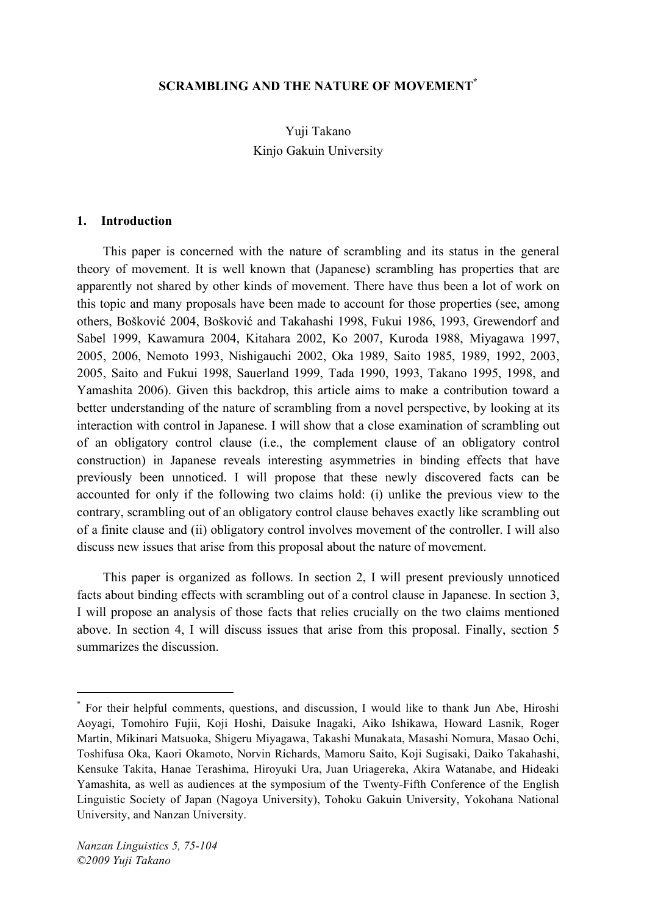# SCRAMBLING AND THE NATURE OF MOVEMENT[*]

Yuji Takano
Kinjo Gakuin University

## 1. Introduction

This paper is concerned with the nature of scrambling and its status in the general theory of movement. It is well known that (Japanese) scrambling has properties that are apparently not shared by other kinds of movement. There have thus been a lot of work on this topic and many proposals have been made to account for those properties (see, among others, Bošković 2004, Bošković and Takahashi 1998, Fukui 1986, 1993, Grewendorf and Sabel 1999, Kawamura 2004, Kitahara 2002, Ko 2007, Kuroda 1988, Miyagawa 1997, 2005, 2006, Nemoto 1993, Nishigauchi 2002, Oka 1989, Saito 1985, 1989, 1992, 2003, 2005, Saito and Fukui 1998, Sauerland 1999, Tada 1990, 1993, Takano 1995, 1998, and Yamashita 2006). Given this backdrop, this article aims to make a contribution toward a better understanding of the nature of scrambling from a novel perspective, by looking at its interaction with control in Japanese. I will show that a close examination of scrambling out of an obligatory control clause (i.e., the complement clause of an obligatory control construction) in Japanese reveals interesting asymmetries in binding effects that have previously been unnoticed. I will propose that these newly discovered facts can be accounted for only if the following two claims hold: (i) unlike the previous view to the contrary, scrambling out of an obligatory control clause behaves exactly like scrambling out of a finite clause and (ii) obligatory control involves movement of the controller. I will also discuss new issues that arise from this proposal about the nature of movement.

This paper is organized as follows. In section 2, I will present previously unnoticed facts about binding effects with scrambling out of a control clause in Japanese. In section 3, I will propose an analysis of those facts that relies crucially on the two claims mentioned above. In section 4, I will discuss issues that arise from this proposal. Finally, section 5 summarizes the discussion.

---

[*] For their helpful comments, questions, and discussion, I would like to thank Jun Abe, Hiroshi Aoyagi, Tomohiro Fujii, Koji Hoshi, Daisuke Inagaki, Aiko Ishikawa, Howard Lasnik, Roger Martin, Mikinari Matsuoka, Shigeru Miyagawa, Takashi Munakata, Masashi Nomura, Masao Ochi, Toshifusa Oka, Kaori Okamoto, Norvin Richards, Mamoru Saito, Koji Sugisaki, Daiko Takahashi, Kensuke Takita, Hanae Terashima, Hiroyuki Ura, Juan Uriagereka, Akira Watanabe, and Hideaki Yamashita, as well as audiences at the symposium of the Twenty-Fifth Conference of the English Linguistic Society of Japan (Nagoya University), Tohoku Gakuin University, Yokohana National University, and Nanzan University.

*Nanzan Linguistics 5, 75-104*
*©2009 Yuji Takano*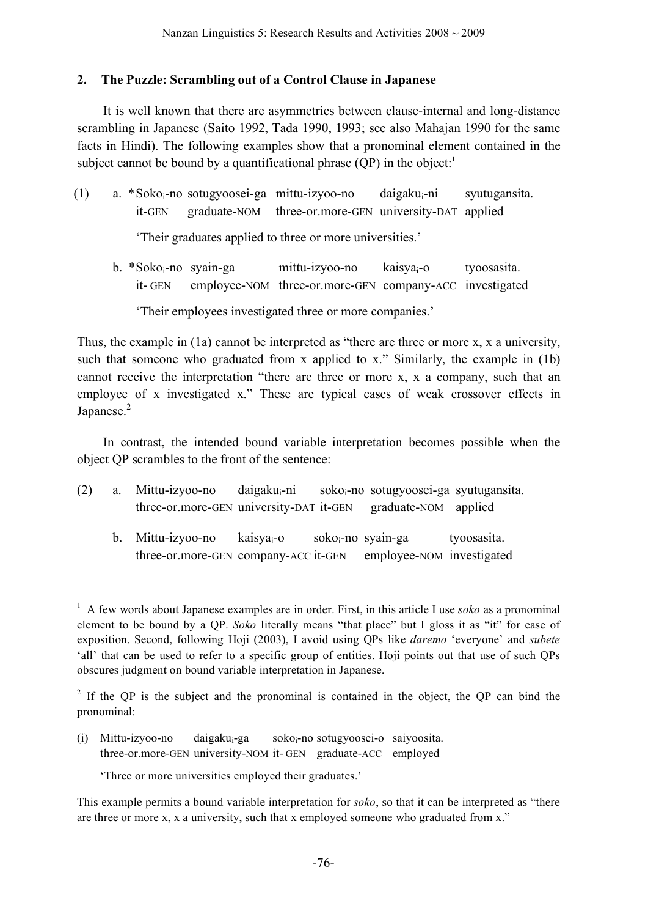## 2. The Puzzle: Scrambling out of a Control Clause in Japanese

It is well known that there are asymmetries between clause-internal and long-distance scrambling in Japanese (Saito 1992, Tada 1990, 1993; see also Mahajan 1990 for the same facts in Hindi). The following examples show that a pronominal element contained in the subject cannot be bound by a quantificational phrase (QP) in the object:[1]

(1) a. *Soko$_i$-no sotugyoosei-ga mittu-izyoo-no daigaku$_i$-ni syutugansita.
it-GEN graduate-NOM three-or.more-GEN university-DAT applied

'Their graduates applied to three or more universities.'

b. *Soko$_i$-no syain-ga mittu-izyoo-no kaisya$_i$-o tyoosasita.
it- GEN employee-NOM three-or.more-GEN company-ACC investigated

'Their employees investigated three or more companies.'

Thus, the example in (1a) cannot be interpreted as "there are three or more x, x a university, such that someone who graduated from x applied to x." Similarly, the example in (1b) cannot receive the interpretation "there are three or more x, x a company, such that an employee of x investigated x." These are typical cases of weak crossover effects in Japanese.[2]

In contrast, the intended bound variable interpretation becomes possible when the object QP scrambles to the front of the sentence:

(2) a. Mittu-izyoo-no daigaku$_i$-ni soko$_i$-no sotugyoosei-ga syutugansita.
three-or.more-GEN university-DAT it-GEN graduate-NOM applied

b. Mittu-izyoo-no kaisya$_i$-o soko$_i$-no syain-ga tyoosasita.
three-or.more-GEN company-ACC it-GEN employee-NOM investigated

---

[1] A few words about Japanese examples are in order. First, in this article I use *soko* as a pronominal element to be bound by a QP. *Soko* literally means "that place" but I gloss it as "it" for ease of exposition. Second, following Hoji (2003), I avoid using QPs like *daremo* 'everyone' and *subete* 'all' that can be used to refer to a specific group of entities. Hoji points out that use of such QPs obscures judgment on bound variable interpretation in Japanese.

[2] If the QP is the subject and the pronominal is contained in the object, the QP can bind the pronominal:

(i) Mittu-izyoo-no daigaku$_i$-ga soko$_i$-no sotugyoosei-o saiyoosita.
three-or.more-GEN university-NOM it- GEN graduate-ACC employed

'Three or more universities employed their graduates.'

This example permits a bound variable interpretation for *soko*, so that it can be interpreted as "there are three or more x, x a university, such that x employed someone who graduated from x."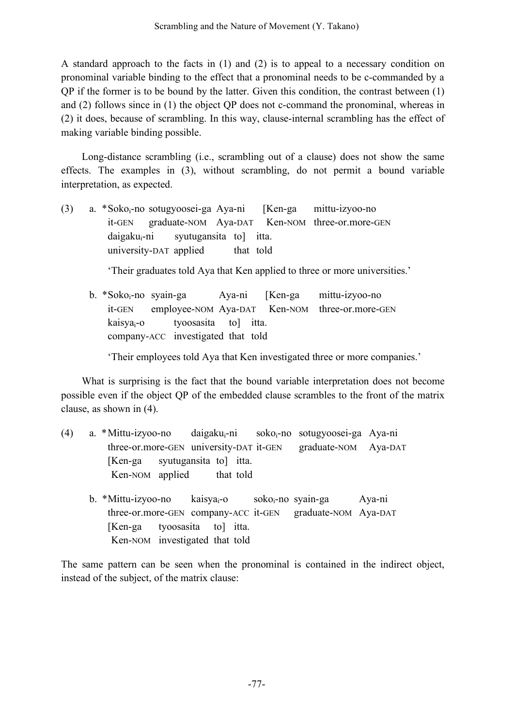A standard approach to the facts in (1) and (2) is to appeal to a necessary condition on pronominal variable binding to the effect that a pronominal needs to be c-commanded by a QP if the former is to be bound by the latter. Given this condition, the contrast between (1) and (2) follows since in (1) the object QP does not c-command the pronominal, whereas in (2) it does, because of scrambling. In this way, clause-internal scrambling has the effect of making variable binding possible.

Long-distance scrambling (i.e., scrambling out of a clause) does not show the same effects. The examples in (3), without scrambling, do not permit a bound variable interpretation, as expected.

(3) a. *Soko$_i$-no sotugyoosei-ga Aya-ni [Ken-ga mittu-izyoo-no  
it-GEN graduate-NOM Aya-DAT Ken-NOM three-or.more-GEN  
daigaku$_i$-ni syutugansita to] itta.  
university-DAT applied that told

'Their graduates told Aya that Ken applied to three or more universities.'

b. *Soko$_i$-no syain-ga Aya-ni [Ken-ga mittu-izyoo-no  
it-GEN employee-NOM Aya-DAT Ken-NOM three-or.more-GEN  
kaisya$_i$-o tyoosasita to] itta.  
company-ACC investigated that told

'Their employees told Aya that Ken investigated three or more companies.'

What is surprising is the fact that the bound variable interpretation does not become possible even if the object QP of the embedded clause scrambles to the front of the matrix clause, as shown in (4).

(4) a. *Mittu-izyoo-no daigaku$_i$-ni soko$_i$-no sotugyoosei-ga Aya-ni  
three-or.more-GEN university-DAT it-GEN graduate-NOM Aya-DAT  
[Ken-ga syutugansita to] itta.  
Ken-NOM applied that told

b. *Mittu-izyoo-no kaisya$_i$-o soko$_i$-no syain-ga Aya-ni  
three-or.more-GEN company-ACC it-GEN graduate-NOM Aya-DAT  
[Ken-ga tyoosasita to] itta.  
Ken-NOM investigated that told

The same pattern can be seen when the pronominal is contained in the indirect object, instead of the subject, of the matrix clause: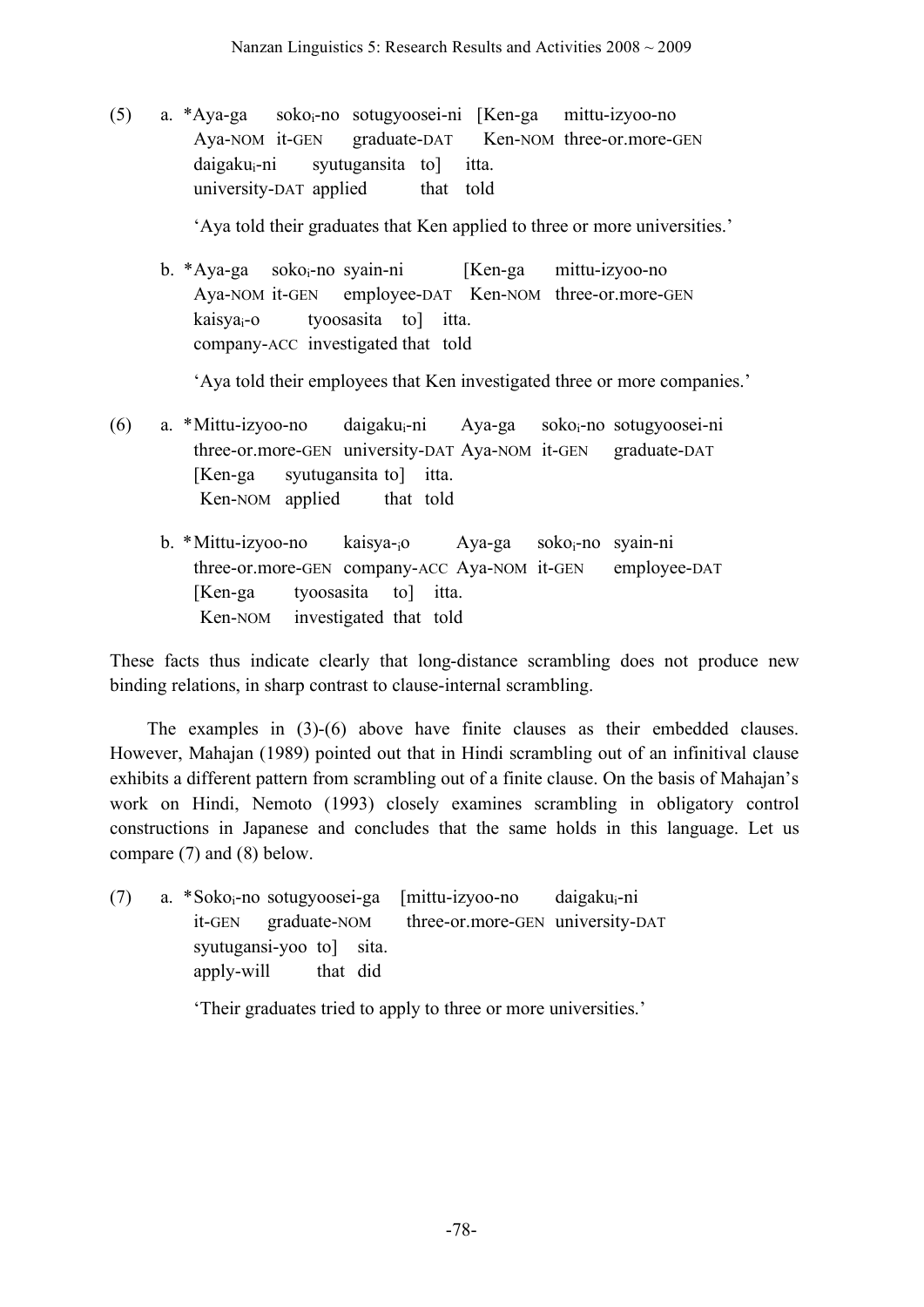(5) a. *Aya-ga soko$_i$-no sotugyoosei-ni [Ken-ga mittu-izyoo-no  
Aya-NOM it-GEN graduate-DAT Ken-NOM three-or.more-GEN  
daigaku$_i$-ni syutugansita to] itta.  
university-DAT applied that told

'Aya told their graduates that Ken applied to three or more universities.'

b. *Aya-ga soko$_i$-no syain-ni [Ken-ga mittu-izyoo-no  
Aya-NOM it-GEN employee-DAT Ken-NOM three-or.more-GEN  
kaisya$_i$-o tyoosasita to] itta.  
company-ACC investigated that told

'Aya told their employees that Ken investigated three or more companies.'

(6) a. *Mittu-izyoo-no daigaku$_i$-ni Aya-ga soko$_i$-no sotugyoosei-ni  
three-or.more-GEN university-DAT Aya-NOM it-GEN graduate-DAT  
[Ken-ga syutugansita to] itta.  
Ken-NOM applied that told

b. *Mittu-izyoo-no kaisya-$_i$o Aya-ga soko$_i$-no syain-ni  
three-or.more-GEN company-ACC Aya-NOM it-GEN employee-DAT  
[Ken-ga tyoosasita to] itta.  
Ken-NOM investigated that told

These facts thus indicate clearly that long-distance scrambling does not produce new binding relations, in sharp contrast to clause-internal scrambling.

The examples in (3)-(6) above have finite clauses as their embedded clauses. However, Mahajan (1989) pointed out that in Hindi scrambling out of an infinitival clause exhibits a different pattern from scrambling out of a finite clause. On the basis of Mahajan's work on Hindi, Nemoto (1993) closely examines scrambling in obligatory control constructions in Japanese and concludes that the same holds in this language. Let us compare (7) and (8) below.

(7) a. *Soko$_i$-no sotugyoosei-ga [mittu-izyoo-no daigaku$_i$-ni  
it-GEN graduate-NOM three-or.more-GEN university-DAT  
syutugansi-yoo to] sita.  
apply-will that did

'Their graduates tried to apply to three or more universities.'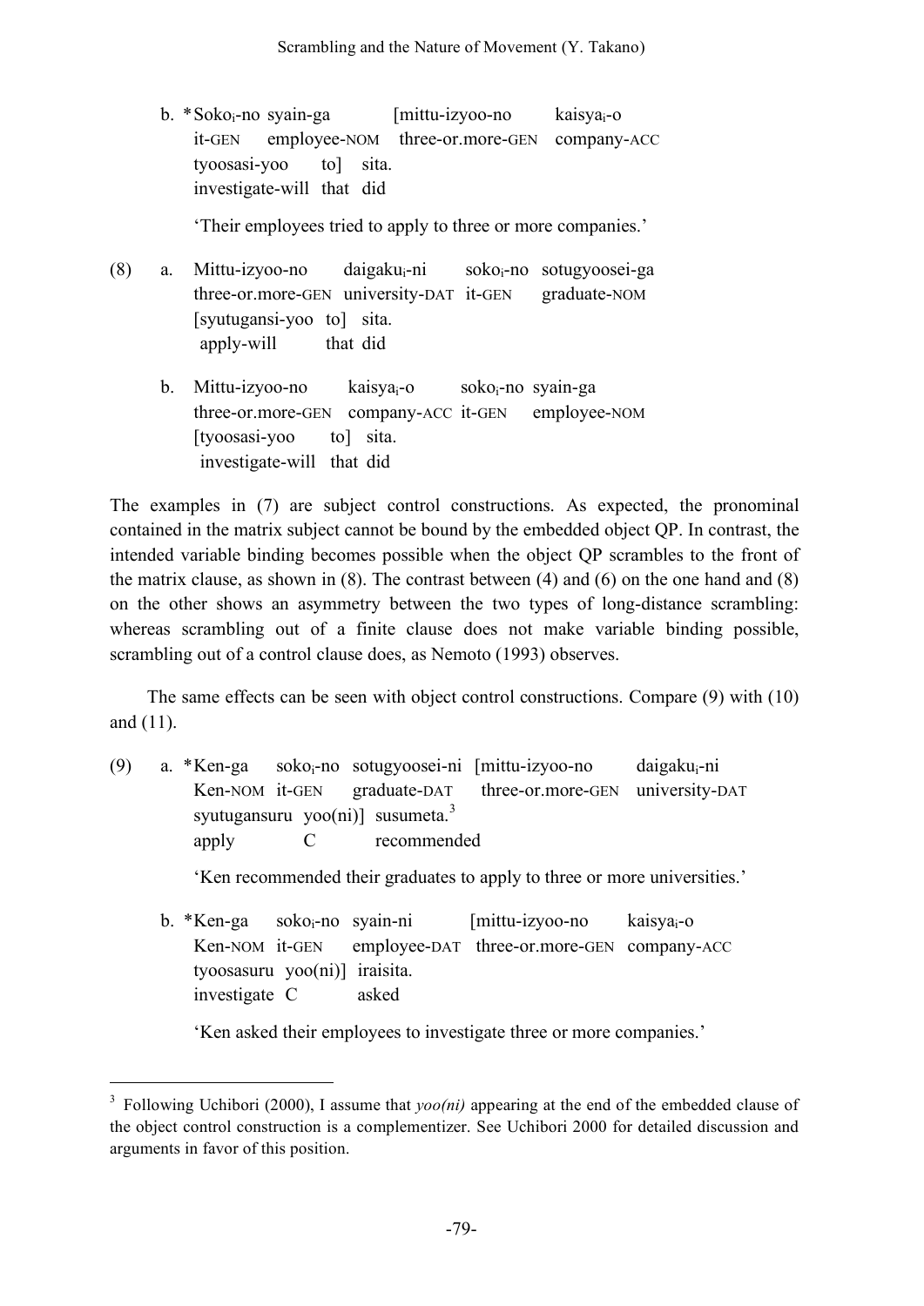b. *Soko$_i$-no syain-ga [mittu-izyoo-no kaisya$_i$-o
   it-GEN employee-NOM three-or.more-GEN company-ACC
   tyoosasi-yoo to] sita.
   investigate-will that did

   'Their employees tried to apply to three or more companies.'

(8) a. Mittu-izyoo-no daigaku$_i$-ni soko$_i$-no sotugyoosei-ga
   three-or.more-GEN university-DAT it-GEN graduate-NOM
   [syutugansi-yoo to] sita.
   apply-will that did

b. Mittu-izyoo-no kaisya$_i$-o soko$_i$-no syain-ga
   three-or.more-GEN company-ACC it-GEN employee-NOM
   [tyoosasi-yoo to] sita.
   investigate-will that did

The examples in (7) are subject control constructions. As expected, the pronominal contained in the matrix subject cannot be bound by the embedded object QP. In contrast, the intended variable binding becomes possible when the object QP scrambles to the front of the matrix clause, as shown in (8). The contrast between (4) and (6) on the one hand and (8) on the other shows an asymmetry between the two types of long-distance scrambling: whereas scrambling out of a finite clause does not make variable binding possible, scrambling out of a control clause does, as Nemoto (1993) observes.

The same effects can be seen with object control constructions. Compare (9) with (10) and (11).

(9) a. *Ken-ga soko$_i$-no sotugyoosei-ni [mittu-izyoo-no daigaku$_i$-ni
   Ken-NOM it-GEN graduate-DAT three-or.more-GEN university-DAT
   syutugansuru yoo(ni)] susumeta.[3]
   apply C recommended

   'Ken recommended their graduates to apply to three or more universities.'

b. *Ken-ga soko$_i$-no syain-ni [mittu-izyoo-no kaisya$_i$-o
   Ken-NOM it-GEN employee-DAT three-or.more-GEN company-ACC
   tyoosasuru yoo(ni)] iraisita.
   investigate C asked

   'Ken asked their employees to investigate three or more companies.'

---

[3] Following Uchibori (2000), I assume that *yoo(ni)* appearing at the end of the embedded clause of the object control construction is a complementizer. See Uchibori 2000 for detailed discussion and arguments in favor of this position.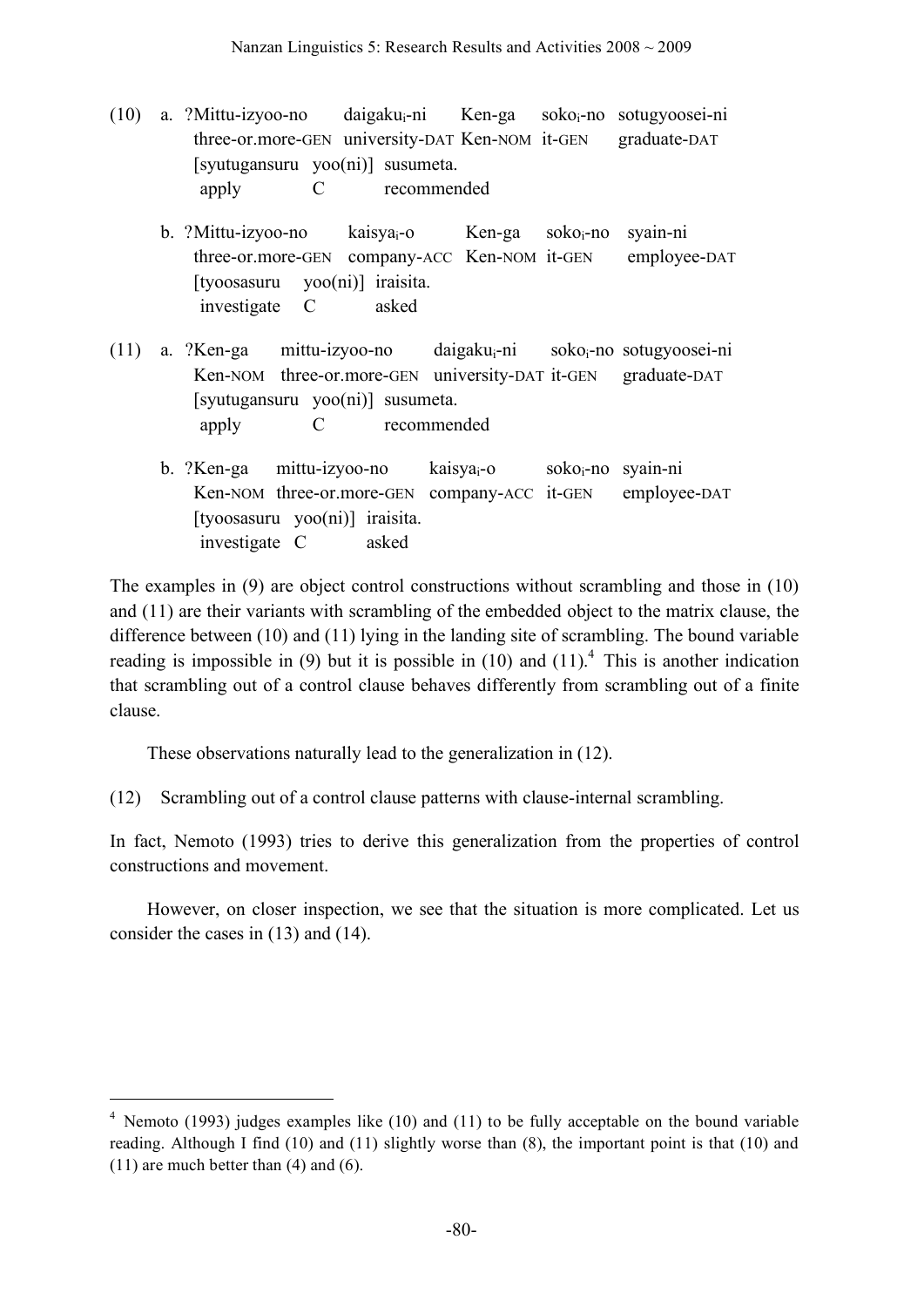(10) a. ?Mittu-izyoo-no daigaku$_i$-ni Ken-ga soko$_i$-no sotugyoosei-ni
three-or.more-GEN university-DAT Ken-NOM it-GEN graduate-DAT
[syutugansuru yoo(ni)] susumeta.
apply C recommended

b. ?Mittu-izyoo-no kaisya$_i$-o Ken-ga soko$_i$-no syain-ni
three-or.more-GEN company-ACC Ken-NOM it-GEN employee-DAT
[tyoosasuru yoo(ni)] iraisita.
investigate C asked

(11) a. ?Ken-ga mittu-izyoo-no daigaku$_i$-ni soko$_i$-no sotugyoosei-ni
Ken-NOM three-or.more-GEN university-DAT it-GEN graduate-DAT
[syutugansuru yoo(ni)] susumeta.
apply C recommended

b. ?Ken-ga mittu-izyoo-no kaisya$_i$-o soko$_i$-no syain-ni
Ken-NOM three-or.more-GEN company-ACC it-GEN employee-DAT
[tyoosasuru yoo(ni)] iraisita.
investigate C asked

The examples in (9) are object control constructions without scrambling and those in (10) and (11) are their variants with scrambling of the embedded object to the matrix clause, the difference between (10) and (11) lying in the landing site of scrambling. The bound variable reading is impossible in (9) but it is possible in (10) and (11).[4] This is another indication that scrambling out of a control clause behaves differently from scrambling out of a finite clause.

These observations naturally lead to the generalization in (12).

(12) Scrambling out of a control clause patterns with clause-internal scrambling.

In fact, Nemoto (1993) tries to derive this generalization from the properties of control constructions and movement.

However, on closer inspection, we see that the situation is more complicated. Let us consider the cases in (13) and (14).

---

[4] Nemoto (1993) judges examples like (10) and (11) to be fully acceptable on the bound variable reading. Although I find (10) and (11) slightly worse than (8), the important point is that (10) and (11) are much better than (4) and (6).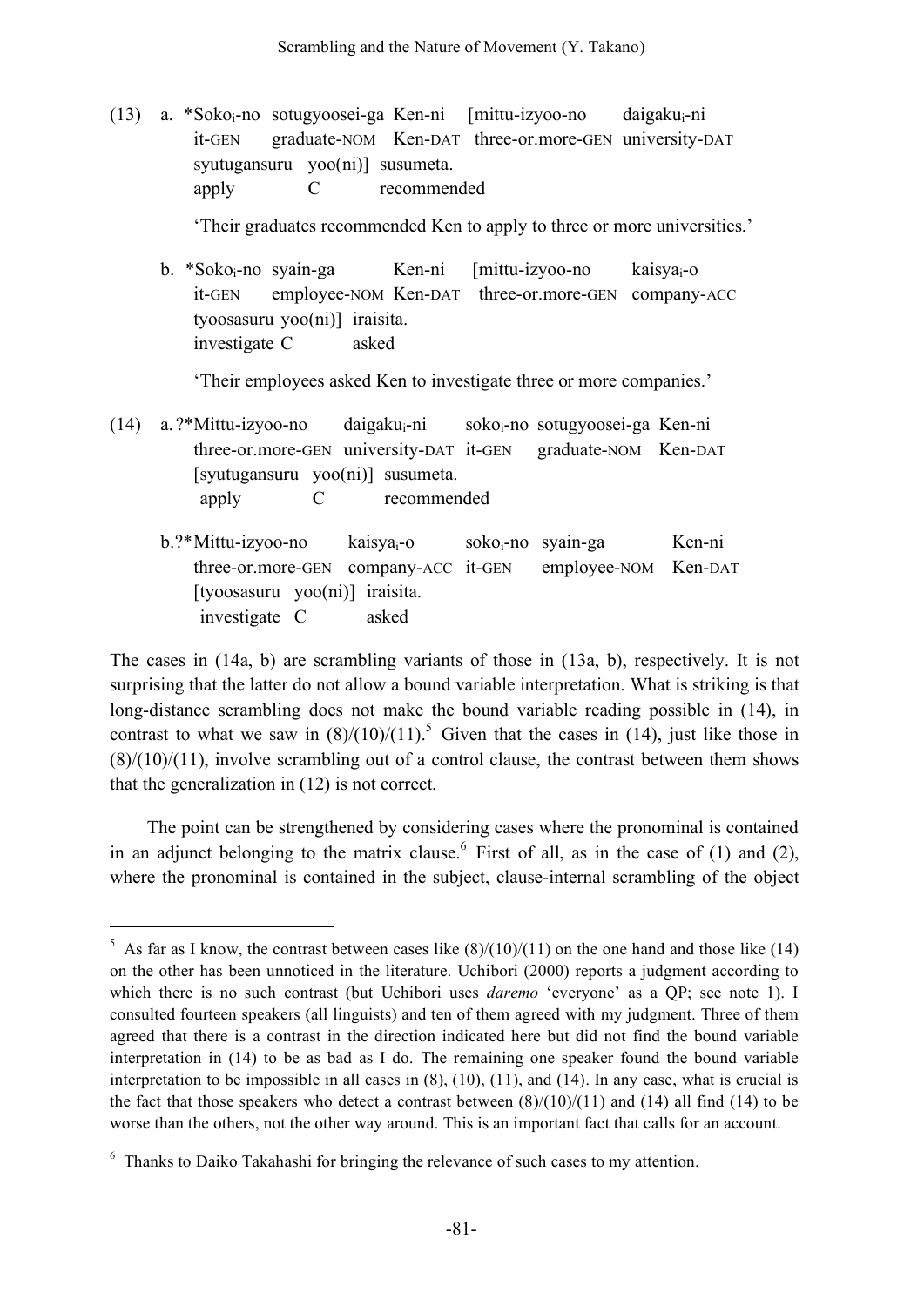(13) a. *Soko$_i$-no sotugyoosei-ga Ken-ni [mittu-izyoo-no daigaku$_i$-ni
it-GEN graduate-NOM Ken-DAT three-or.more-GEN university-DAT
syutugansuru yoo(ni)] susumeta.
apply C recommended

'Their graduates recommended Ken to apply to three or more universities.'

b. *Soko$_i$-no syain-ga Ken-ni [mittu-izyoo-no kaisya$_i$-o
it-GEN employee-NOM Ken-DAT three-or.more-GEN company-ACC
tyoosasuru yoo(ni)] iraisita.
investigate C asked

'Their employees asked Ken to investigate three or more companies.'

(14) a. ?*Mittu-izyoo-no daigaku$_i$-ni soko$_i$-no sotugyoosei-ga Ken-ni
three-or.more-GEN university-DAT it-GEN graduate-NOM Ken-DAT
[syutugansuru yoo(ni)] susumeta.
apply C recommended

b. ?*Mittu-izyoo-no kaisya$_i$-o soko$_i$-no syain-ga Ken-ni
three-or.more-GEN company-ACC it-GEN employee-NOM Ken-DAT
[tyoosasuru yoo(ni)] iraisita.
investigate C asked

The cases in (14a, b) are scrambling variants of those in (13a, b), respectively. It is not surprising that the latter do not allow a bound variable interpretation. What is striking is that long-distance scrambling does not make the bound variable reading possible in (14), in contrast to what we saw in (8)/(10)/(11).[5] Given that the cases in (14), just like those in (8)/(10)/(11), involve scrambling out of a control clause, the contrast between them shows that the generalization in (12) is not correct.

The point can be strengthened by considering cases where the pronominal is contained in an adjunct belonging to the matrix clause.[6] First of all, as in the case of (1) and (2), where the pronominal is contained in the subject, clause-internal scrambling of the object

[5] As far as I know, the contrast between cases like (8)/(10)/(11) on the one hand and those like (14) on the other has been unnoticed in the literature. Uchibori (2000) reports a judgment according to which there is no such contrast (but Uchibori uses *daremo* 'everyone' as a QP; see note 1). I consulted fourteen speakers (all linguists) and ten of them agreed with my judgment. Three of them agreed that there is a contrast in the direction indicated here but did not find the bound variable interpretation in (14) to be as bad as I do. The remaining one speaker found the bound variable interpretation to be impossible in all cases in (8), (10), (11), and (14). In any case, what is crucial is the fact that those speakers who detect a contrast between (8)/(10)/(11) and (14) all find (14) to be worse than the others, not the other way around. This is an important fact that calls for an account.

[6] Thanks to Daiko Takahashi for bringing the relevance of such cases to my attention.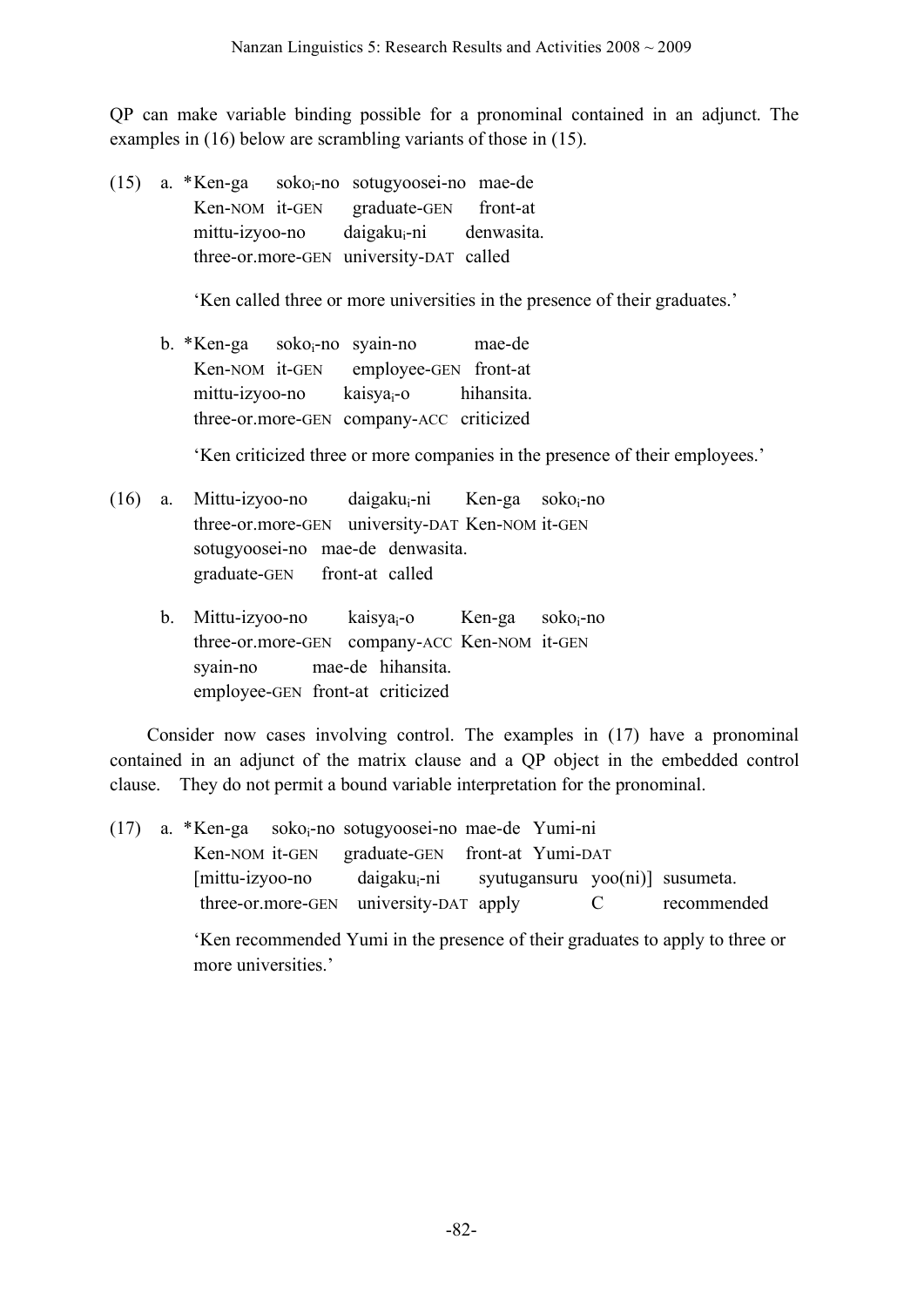QP can make variable binding possible for a pronominal contained in an adjunct. The examples in (16) below are scrambling variants of those in (15).

(15) a. *Ken-ga soko$_i$-no sotugyoosei-no mae-de
Ken-NOM it-GEN graduate-GEN front-at
mittu-izyoo-no daigaku$_i$-ni denwasita.
three-or.more-GEN university-DAT called

'Ken called three or more universities in the presence of their graduates.'

b. *Ken-ga soko$_i$-no syain-no mae-de
Ken-NOM it-GEN employee-GEN front-at
mittu-izyoo-no kaisya$_i$-o hihansita.
three-or.more-GEN company-ACC criticized

'Ken criticized three or more companies in the presence of their employees.'

(16) a. Mittu-izyoo-no daigaku$_i$-ni Ken-ga soko$_i$-no
three-or.more-GEN university-DAT Ken-NOM it-GEN
sotugyoosei-no mae-de denwasita.
graduate-GEN front-at called

b. Mittu-izyoo-no kaisya$_i$-o Ken-ga soko$_i$-no
three-or.more-GEN company-ACC Ken-NOM it-GEN
syain-no mae-de hihansita.
employee-GEN front-at criticized

Consider now cases involving control. The examples in (17) have a pronominal contained in an adjunct of the matrix clause and a QP object in the embedded control clause. They do not permit a bound variable interpretation for the pronominal.

(17) a. *Ken-ga soko$_i$-no sotugyoosei-no mae-de Yumi-ni
Ken-NOM it-GEN graduate-GEN front-at Yumi-DAT
[mittu-izyoo-no daigaku$_i$-ni syutugansuru yoo(ni)] susumeta.
three-or.more-GEN university-DAT apply C recommended

'Ken recommended Yumi in the presence of their graduates to apply to three or more universities.'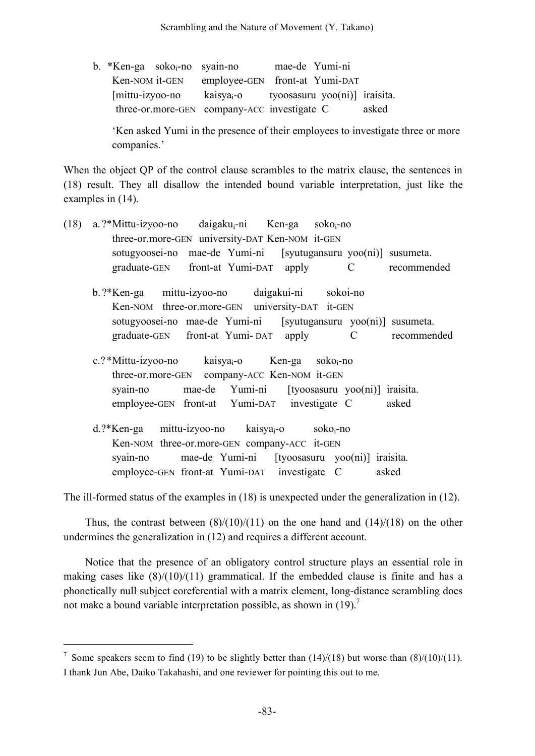b. *Ken-ga soko$_i$-no syain-no mae-de Yumi-ni
   Ken-NOM it-GEN employee-GEN front-at Yumi-DAT
   [mittu-izyoo-no kaisya$_i$-o tyoosasuru yoo(ni)] iraisita.
   three-or.more-GEN company-ACC investigate C asked

   'Ken asked Yumi in the presence of their employees to investigate three or more companies.'

When the object QP of the control clause scrambles to the matrix clause, the sentences in (18) result. They all disallow the intended bound variable interpretation, just like the examples in (14).

(18) a. ?*Mittu-izyoo-no daigaku$_i$-ni Ken-ga soko$_i$-no
   three-or.more-GEN university-DAT Ken-NOM it-GEN
   sotugyoosei-no mae-de Yumi-ni [syutugansuru yoo(ni)] susumeta.
   graduate-GEN front-at Yumi-DAT apply C recommended

b. ?*Ken-ga mittu-izyoo-no daigakui-ni sokoi-no
   Ken-NOM three-or.more-GEN university-DAT it-GEN
   sotugyoosei-no mae-de Yumi-ni [syutugansuru yoo(ni)] susumeta.
   graduate-GEN front-at Yumi- DAT apply C recommended

c. ?*Mittu-izyoo-no kaisya$_i$-o Ken-ga soko$_i$-no
   three-or.more-GEN company-ACC Ken-NOM it-GEN
   syain-no mae-de Yumi-ni [tyoosasuru yoo(ni)] iraisita.
   employee-GEN front-at Yumi-DAT investigate C asked

d. ?*Ken-ga mittu-izyoo-no kaisya$_i$-o soko$_i$-no
   Ken-NOM three-or.more-GEN company-ACC it-GEN
   syain-no mae-de Yumi-ni [tyoosasuru yoo(ni)] iraisita.
   employee-GEN front-at Yumi-DAT investigate C asked

The ill-formed status of the examples in (18) is unexpected under the generalization in (12).

Thus, the contrast between (8)/(10)/(11) on the one hand and (14)/(18) on the other undermines the generalization in (12) and requires a different account.

Notice that the presence of an obligatory control structure plays an essential role in making cases like (8)/(10)/(11) grammatical. If the embedded clause is finite and has a phonetically null subject coreferential with a matrix element, long-distance scrambling does not make a bound variable interpretation possible, as shown in (19).[7]

---

[7] Some speakers seem to find (19) to be slightly better than (14)/(18) but worse than (8)/(10)/(11). I thank Jun Abe, Daiko Takahashi, and one reviewer for pointing this out to me.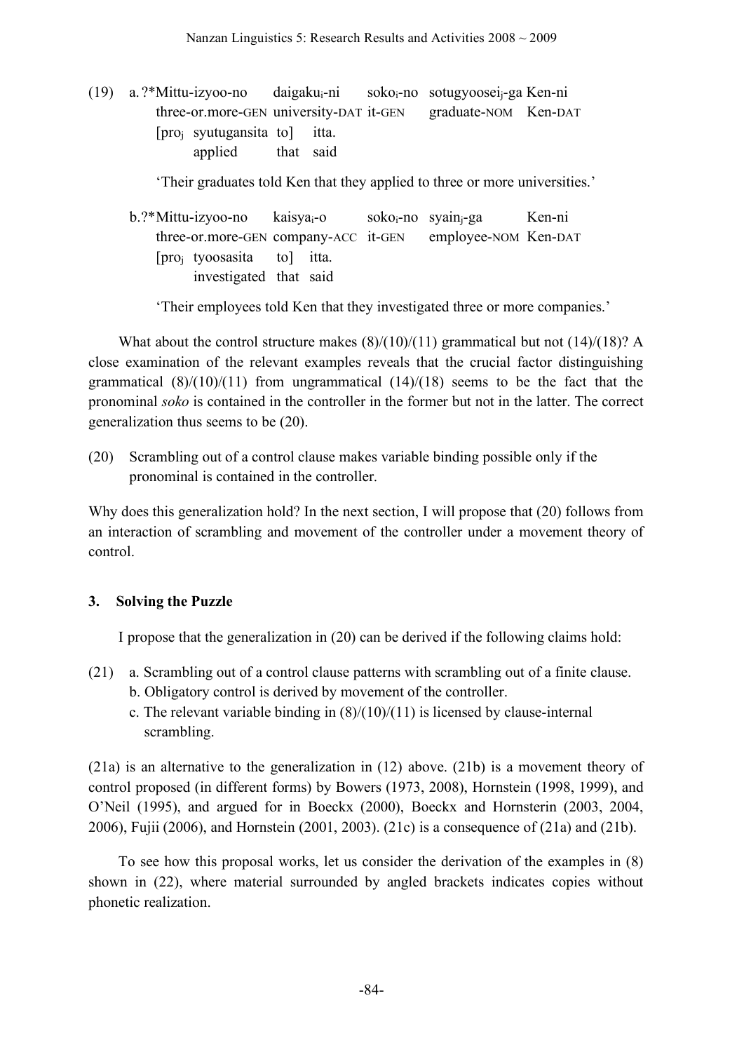(19) a. ?*Mittu-izyoo-no daigaku$_i$-ni soko$_i$-no sotugyoosei$_j$-ga Ken-ni
three-or.more-GEN university-DAT it-GEN graduate-NOM Ken-DAT
[pro$_j$ syutugansita to] itta.
applied that said

'Their graduates told Ken that they applied to three or more universities.'

b. ?*Mittu-izyoo-no kaisya$_i$-o soko$_i$-no syain$_j$-ga Ken-ni
three-or.more-GEN company-ACC it-GEN employee-NOM Ken-DAT
[pro$_j$ tyoosasita to] itta.
investigated that said

'Their employees told Ken that they investigated three or more companies.'

What about the control structure makes (8)/(10)/(11) grammatical but not (14)/(18)? A close examination of the relevant examples reveals that the crucial factor distinguishing grammatical (8)/(10)/(11) from ungrammatical (14)/(18) seems to be the fact that the pronominal *soko* is contained in the controller in the former but not in the latter. The correct generalization thus seems to be (20).

(20) Scrambling out of a control clause makes variable binding possible only if the pronominal is contained in the controller.

Why does this generalization hold? In the next section, I will propose that (20) follows from an interaction of scrambling and movement of the controller under a movement theory of control.

## 3. Solving the Puzzle

I propose that the generalization in (20) can be derived if the following claims hold:

(21) a. Scrambling out of a control clause patterns with scrambling out of a finite clause.
b. Obligatory control is derived by movement of the controller.
c. The relevant variable binding in (8)/(10)/(11) is licensed by clause-internal scrambling.

(21a) is an alternative to the generalization in (12) above. (21b) is a movement theory of control proposed (in different forms) by Bowers (1973, 2008), Hornstein (1998, 1999), and O'Neil (1995), and argued for in Boeckx (2000), Boeckx and Hornsterin (2003, 2004, 2006), Fujii (2006), and Hornstein (2001, 2003). (21c) is a consequence of (21a) and (21b).

To see how this proposal works, let us consider the derivation of the examples in (8) shown in (22), where material surrounded by angled brackets indicates copies without phonetic realization.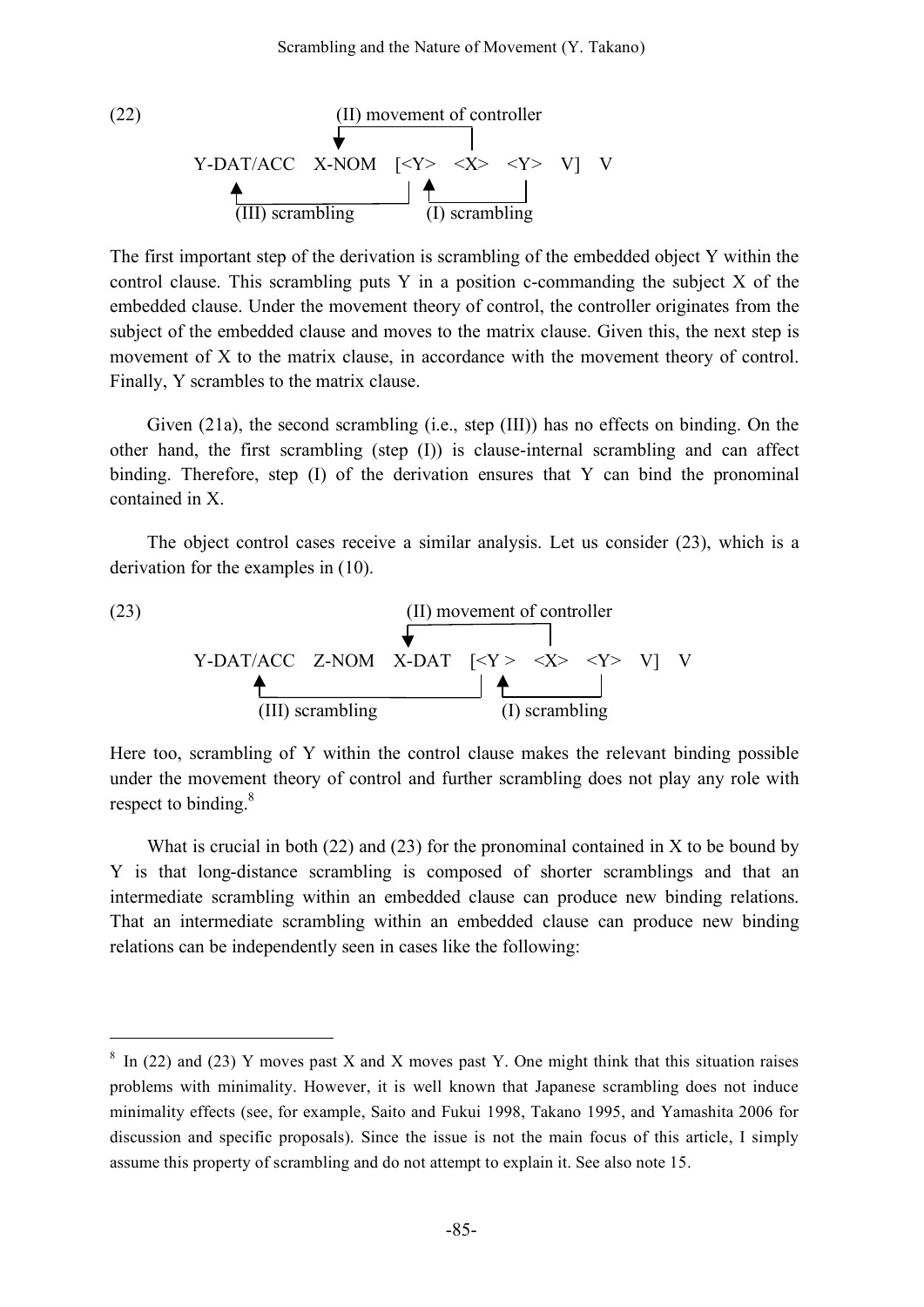(22)
```
                    (II) movement of controller
                    ↓                    |
        Y-DAT/ACC   X-NOM   [<Y>   <X>   <Y>   V]   V
        ↑                   |  ↑           |
        (III) scrambling          (I) scrambling
```

The first important step of the derivation is scrambling of the embedded object Y within the control clause. This scrambling puts Y in a position c-commanding the subject X of the embedded clause. Under the movement theory of control, the controller originates from the subject of the embedded clause and moves to the matrix clause. Given this, the next step is movement of X to the matrix clause, in accordance with the movement theory of control. Finally, Y scrambles to the matrix clause.

Given (21a), the second scrambling (i.e., step (III)) has no effects on binding. On the other hand, the first scrambling (step (I)) is clause-internal scrambling and can affect binding. Therefore, step (I) of the derivation ensures that Y can bind the pronominal contained in X.

The object control cases receive a similar analysis. Let us consider (23), which is a derivation for the examples in (10).

(23)
```
                             (II) movement of controller
                             ↓                    |
        Y-DAT/ACC   Z-NOM   X-DAT   [<Y >   <X>   <Y>   V]   V
        ↑                           |  ↑           |
             (III) scrambling             (I) scrambling
```

Here too, scrambling of Y within the control clause makes the relevant binding possible under the movement theory of control and further scrambling does not play any role with respect to binding.[8]

What is crucial in both (22) and (23) for the pronominal contained in X to be bound by Y is that long-distance scrambling is composed of shorter scramblings and that an intermediate scrambling within an embedded clause can produce new binding relations. That an intermediate scrambling within an embedded clause can produce new binding relations can be independently seen in cases like the following:

---

[8] In (22) and (23) Y moves past X and X moves past Y. One might think that this situation raises problems with minimality. However, it is well known that Japanese scrambling does not induce minimality effects (see, for example, Saito and Fukui 1998, Takano 1995, and Yamashita 2006 for discussion and specific proposals). Since the issue is not the main focus of this article, I simply assume this property of scrambling and do not attempt to explain it. See also note 15.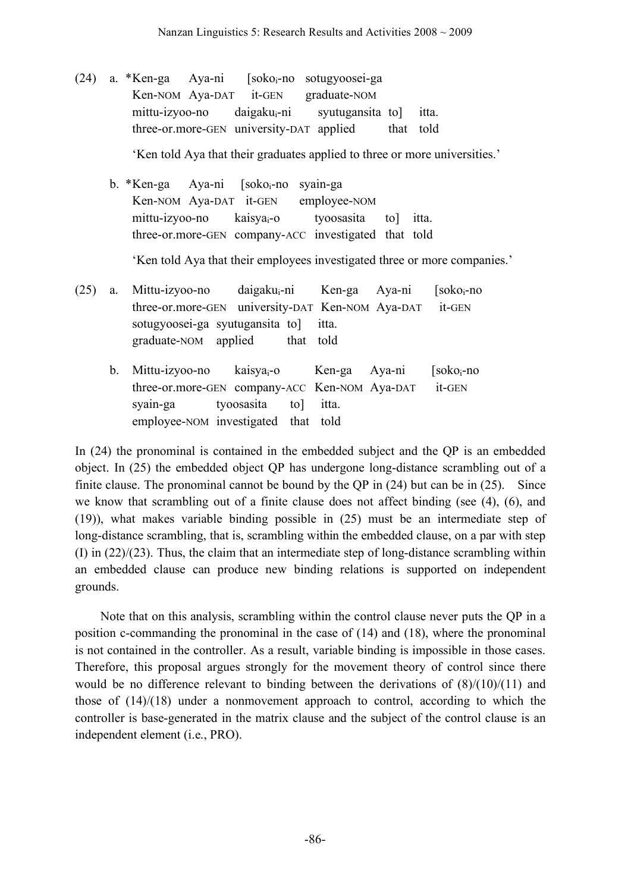(24) a. *Ken-ga Aya-ni [soko$_i$-no sotugyoosei-ga
  Ken-NOM Aya-DAT it-GEN graduate-NOM
  mittu-izyoo-no daigaku$_i$-ni syutugansita to] itta.
  three-or.more-GEN university-DAT applied that told

  'Ken told Aya that their graduates applied to three or more universities.'

  b. *Ken-ga Aya-ni [soko$_i$-no syain-ga
  Ken-NOM Aya-DAT it-GEN employee-NOM
  mittu-izyoo-no kaisya$_i$-o tyoosasita to] itta.
  three-or.more-GEN company-ACC investigated that told

  'Ken told Aya that their employees investigated three or more companies.'

(25) a. Mittu-izyoo-no daigaku$_i$-ni Ken-ga Aya-ni [soko$_i$-no
  three-or.more-GEN university-DAT Ken-NOM Aya-DAT it-GEN
  sotugyoosei-ga syutugansita to] itta.
  graduate-NOM applied that told

  b. Mittu-izyoo-no kaisya$_i$-o Ken-ga Aya-ni [soko$_i$-no
  three-or.more-GEN company-ACC Ken-NOM Aya-DAT it-GEN
  syain-ga tyoosasita to] itta.
  employee-NOM investigated that told

In (24) the pronominal is contained in the embedded subject and the QP is an embedded object. In (25) the embedded object QP has undergone long-distance scrambling out of a finite clause. The pronominal cannot be bound by the QP in (24) but can be in (25). Since we know that scrambling out of a finite clause does not affect binding (see (4), (6), and (19)), what makes variable binding possible in (25) must be an intermediate step of long-distance scrambling, that is, scrambling within the embedded clause, on a par with step (I) in (22)/(23). Thus, the claim that an intermediate step of long-distance scrambling within an embedded clause can produce new binding relations is supported on independent grounds.

Note that on this analysis, scrambling within the control clause never puts the QP in a position c-commanding the pronominal in the case of (14) and (18), where the pronominal is not contained in the controller. As a result, variable binding is impossible in those cases. Therefore, this proposal argues strongly for the movement theory of control since there would be no difference relevant to binding between the derivations of (8)/(10)/(11) and those of (14)/(18) under a nonmovement approach to control, according to which the controller is base-generated in the matrix clause and the subject of the control clause is an independent element (i.e., PRO).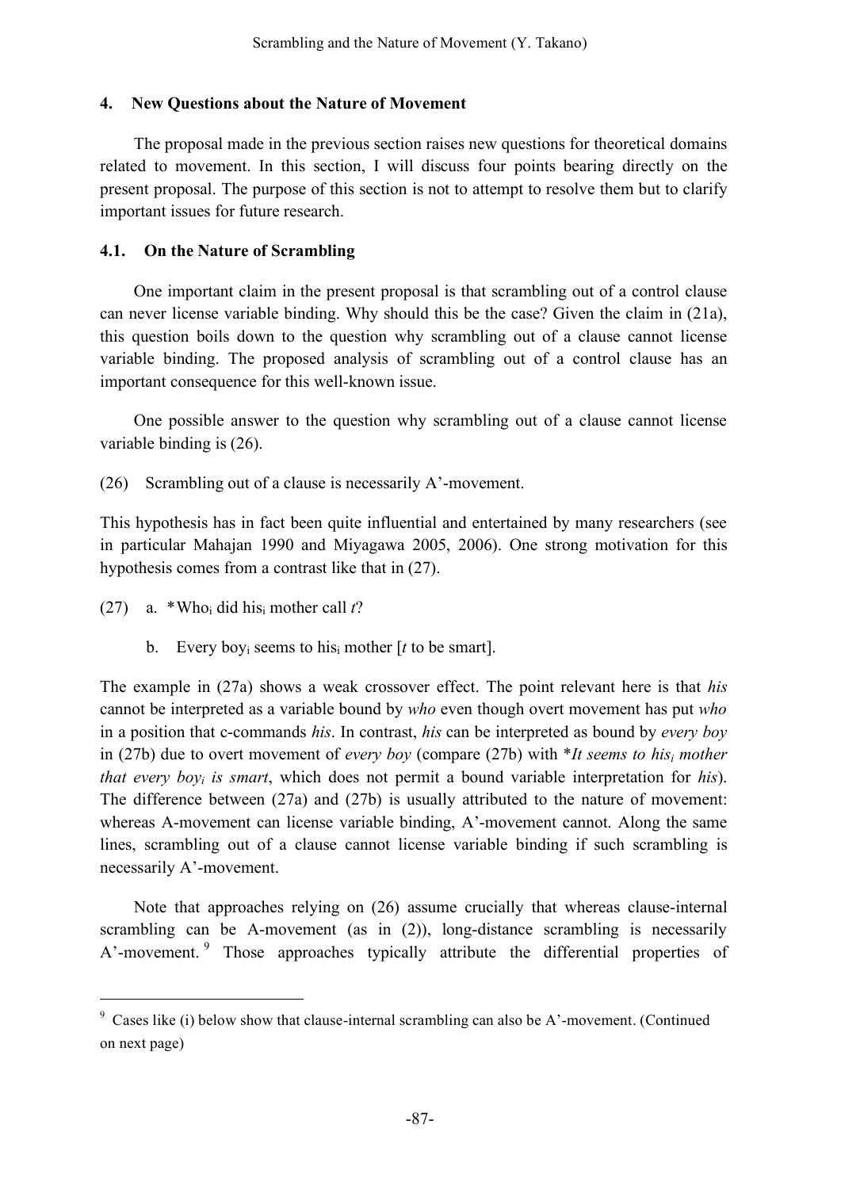## 4. New Questions about the Nature of Movement

The proposal made in the previous section raises new questions for theoretical domains related to movement. In this section, I will discuss four points bearing directly on the present proposal. The purpose of this section is not to attempt to resolve them but to clarify important issues for future research.

### 4.1. On the Nature of Scrambling

One important claim in the present proposal is that scrambling out of a control clause can never license variable binding. Why should this be the case? Given the claim in (21a), this question boils down to the question why scrambling out of a clause cannot license variable binding. The proposed analysis of scrambling out of a control clause has an important consequence for this well-known issue.

One possible answer to the question why scrambling out of a clause cannot license variable binding is (26).

(26) Scrambling out of a clause is necessarily A'-movement.

This hypothesis has in fact been quite influential and entertained by many researchers (see in particular Mahajan 1990 and Miyagawa 2005, 2006). One strong motivation for this hypothesis comes from a contrast like that in (27).

(27) a. *Who$_i$ did his$_i$ mother call *t*?

b. Every boy$_i$ seems to his$_i$ mother [*t* to be smart].

The example in (27a) shows a weak crossover effect. The point relevant here is that *his* cannot be interpreted as a variable bound by *who* even though overt movement has put *who* in a position that c-commands *his*. In contrast, *his* can be interpreted as bound by *every boy* in (27b) due to overt movement of *every boy* (compare (27b) with **It seems to his$_i$ mother that every boy$_i$ is smart*, which does not permit a bound variable interpretation for *his*). The difference between (27a) and (27b) is usually attributed to the nature of movement: whereas A-movement can license variable binding, A'-movement cannot. Along the same lines, scrambling out of a clause cannot license variable binding if such scrambling is necessarily A'-movement.

Note that approaches relying on (26) assume crucially that whereas clause-internal scrambling can be A-movement (as in (2)), long-distance scrambling is necessarily A'-movement.[9] Those approaches typically attribute the differential properties of

---

[9] Cases like (i) below show that clause-internal scrambling can also be A'-movement. (Continued on next page)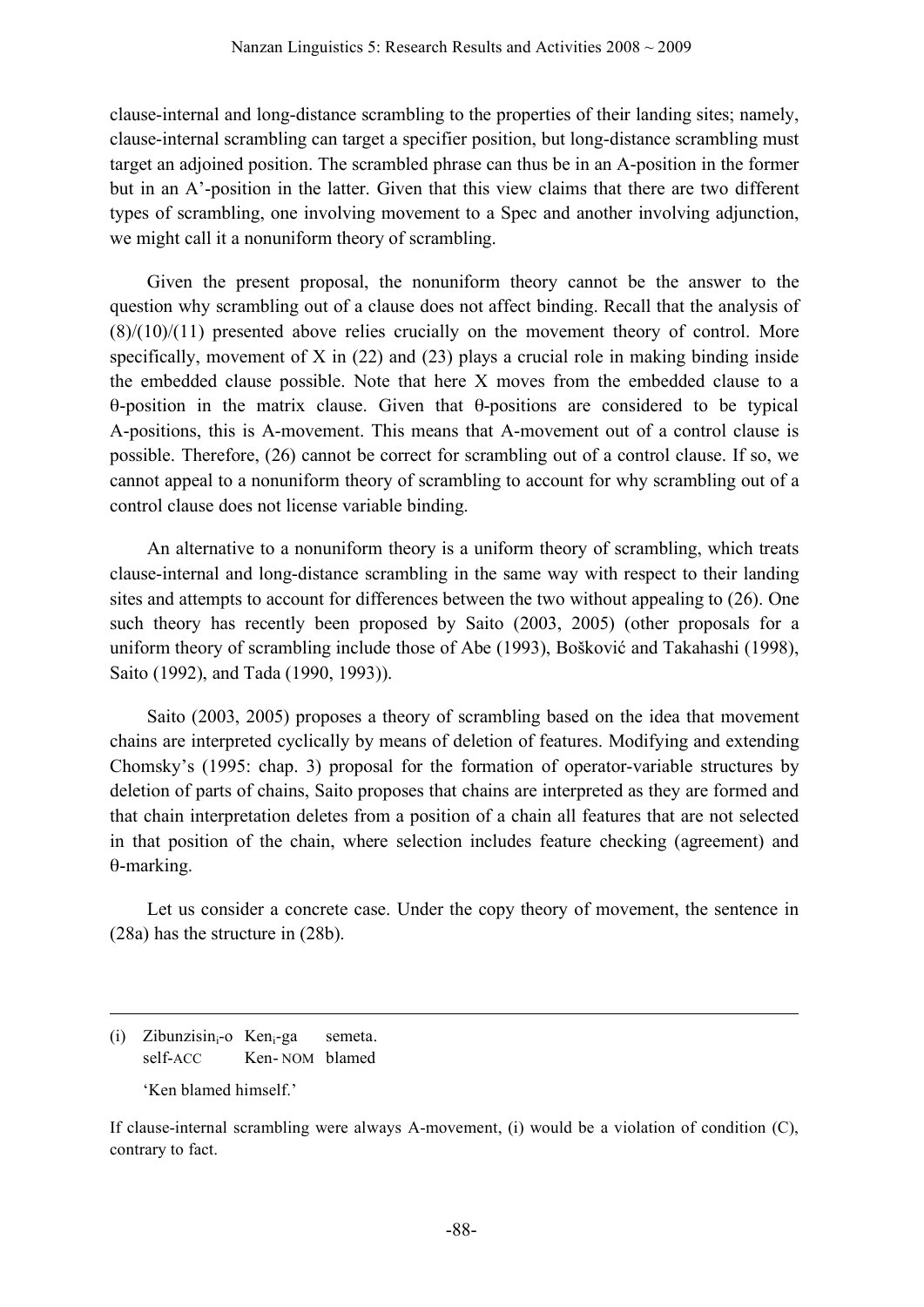clause-internal and long-distance scrambling to the properties of their landing sites; namely, clause-internal scrambling can target a specifier position, but long-distance scrambling must target an adjoined position. The scrambled phrase can thus be in an A-position in the former but in an A'-position in the latter. Given that this view claims that there are two different types of scrambling, one involving movement to a Spec and another involving adjunction, we might call it a nonuniform theory of scrambling.

Given the present proposal, the nonuniform theory cannot be the answer to the question why scrambling out of a clause does not affect binding. Recall that the analysis of (8)/(10)/(11) presented above relies crucially on the movement theory of control. More specifically, movement of X in (22) and (23) plays a crucial role in making binding inside the embedded clause possible. Note that here X moves from the embedded clause to a θ-position in the matrix clause. Given that θ-positions are considered to be typical A-positions, this is A-movement. This means that A-movement out of a control clause is possible. Therefore, (26) cannot be correct for scrambling out of a control clause. If so, we cannot appeal to a nonuniform theory of scrambling to account for why scrambling out of a control clause does not license variable binding.

An alternative to a nonuniform theory is a uniform theory of scrambling, which treats clause-internal and long-distance scrambling in the same way with respect to their landing sites and attempts to account for differences between the two without appealing to (26). One such theory has recently been proposed by Saito (2003, 2005) (other proposals for a uniform theory of scrambling include those of Abe (1993), Bošković and Takahashi (1998), Saito (1992), and Tada (1990, 1993)).

Saito (2003, 2005) proposes a theory of scrambling based on the idea that movement chains are interpreted cyclically by means of deletion of features. Modifying and extending Chomsky's (1995: chap. 3) proposal for the formation of operator-variable structures by deletion of parts of chains, Saito proposes that chains are interpreted as they are formed and that chain interpretation deletes from a position of a chain all features that are not selected in that position of the chain, where selection includes feature checking (agreement) and θ-marking.

Let us consider a concrete case. Under the copy theory of movement, the sentence in (28a) has the structure in (28b).

---

(i) Zibunzisin$_i$-o Ken$_i$-ga semeta.
    self-ACC Ken-NOM blamed

    'Ken blamed himself.'

If clause-internal scrambling were always A-movement, (i) would be a violation of condition (C), contrary to fact.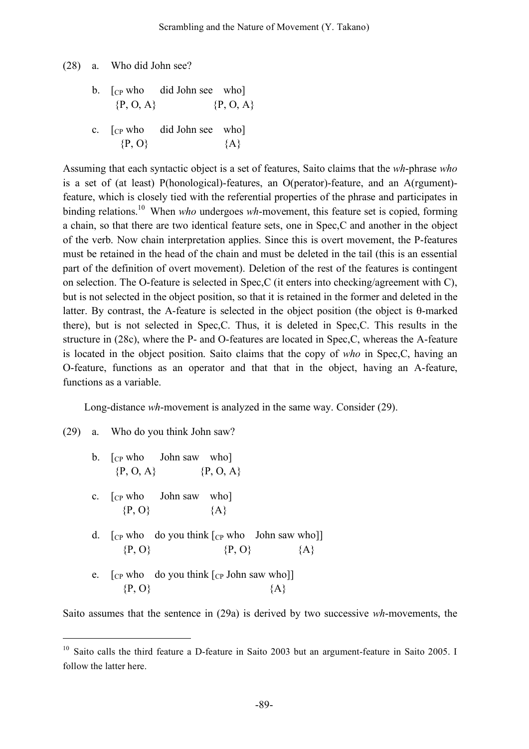(28) a. Who did John see?

b. [$_{CP}$ who did John see who]
{P, O, A} {P, O, A}

c. [$_{CP}$ who did John see who]
{P, O} {A}

Assuming that each syntactic object is a set of features, Saito claims that the *wh*-phrase *who* is a set of (at least) P(honological)-features, an O(perator)-feature, and an A(rgument)-feature, which is closely tied with the referential properties of the phrase and participates in binding relations.[10] When *who* undergoes *wh*-movement, this feature set is copied, forming a chain, so that there are two identical feature sets, one in Spec,C and another in the object of the verb. Now chain interpretation applies. Since this is overt movement, the P-features must be retained in the head of the chain and must be deleted in the tail (this is an essential part of the definition of overt movement). Deletion of the rest of the features is contingent on selection. The O-feature is selected in Spec,C (it enters into checking/agreement with C), but is not selected in the object position, so that it is retained in the former and deleted in the latter. By contrast, the A-feature is selected in the object position (the object is θ-marked there), but is not selected in Spec,C. Thus, it is deleted in Spec,C. This results in the structure in (28c), where the P- and O-features are located in Spec,C, whereas the A-feature is located in the object position. Saito claims that the copy of *who* in Spec,C, having an O-feature, functions as an operator and that that in the object, having an A-feature, functions as a variable.

Long-distance *wh*-movement is analyzed in the same way. Consider (29).

(29) a. Who do you think John saw?

b. [$_{CP}$ who John saw who]
{P, O, A} {P, O, A}

c. [$_{CP}$ who John saw who]
{P, O} {A}

d. [$_{CP}$ who do you think [$_{CP}$ who John saw who]]
{P, O} {P, O} {A}

e. [$_{CP}$ who do you think [$_{CP}$ John saw who]]
{P, O} {A}

Saito assumes that the sentence in (29a) is derived by two successive *wh*-movements, the

---

[10] Saito calls the third feature a D-feature in Saito 2003 but an argument-feature in Saito 2005. I follow the latter here.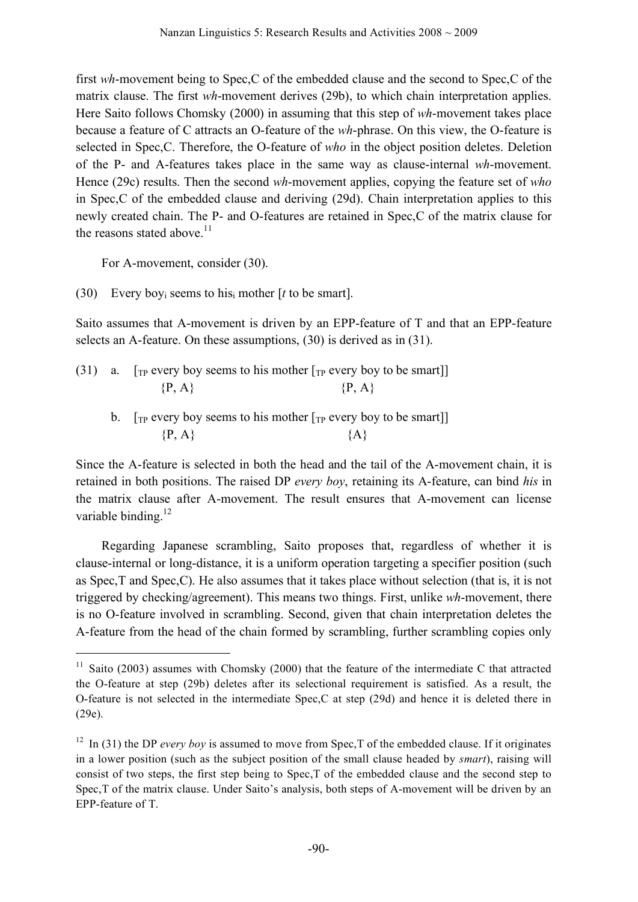first *wh*-movement being to Spec,C of the embedded clause and the second to Spec,C of the matrix clause. The first *wh*-movement derives (29b), to which chain interpretation applies. Here Saito follows Chomsky (2000) in assuming that this step of *wh*-movement takes place because a feature of C attracts an O-feature of the *wh*-phrase. On this view, the O-feature is selected in Spec,C. Therefore, the O-feature of *who* in the object position deletes. Deletion of the P- and A-features takes place in the same way as clause-internal *wh*-movement. Hence (29c) results. Then the second *wh*-movement applies, copying the feature set of *who* in Spec,C of the embedded clause and deriving (29d). Chain interpretation applies to this newly created chain. The P- and O-features are retained in Spec,C of the matrix clause for the reasons stated above.[11]

For A-movement, consider (30).

(30) Every boy$_i$ seems to his$_i$ mother [*t* to be smart].

Saito assumes that A-movement is driven by an EPP-feature of T and that an EPP-feature selects an A-feature. On these assumptions, (30) is derived as in (31).

(31) a. [$_{TP}$ every boy seems to his mother [$_{TP}$ every boy to be smart]]
{P, A} {P, A}

b. [$_{TP}$ every boy seems to his mother [$_{TP}$ every boy to be smart]]
{P, A} {A}

Since the A-feature is selected in both the head and the tail of the A-movement chain, it is retained in both positions. The raised DP *every boy*, retaining its A-feature, can bind *his* in the matrix clause after A-movement. The result ensures that A-movement can license variable binding.[12]

Regarding Japanese scrambling, Saito proposes that, regardless of whether it is clause-internal or long-distance, it is a uniform operation targeting a specifier position (such as Spec,T and Spec,C). He also assumes that it takes place without selection (that is, it is not triggered by checking/agreement). This means two things. First, unlike *wh*-movement, there is no O-feature involved in scrambling. Second, given that chain interpretation deletes the A-feature from the head of the chain formed by scrambling, further scrambling copies only

[11] Saito (2003) assumes with Chomsky (2000) that the feature of the intermediate C that attracted the O-feature at step (29b) deletes after its selectional requirement is satisfied. As a result, the O-feature is not selected in the intermediate Spec,C at step (29d) and hence it is deleted there in (29e).

[12] In (31) the DP *every boy* is assumed to move from Spec,T of the embedded clause. If it originates in a lower position (such as the subject position of the small clause headed by *smart*), raising will consist of two steps, the first step being to Spec,T of the embedded clause and the second step to Spec,T of the matrix clause. Under Saito's analysis, both steps of A-movement will be driven by an EPP-feature of T.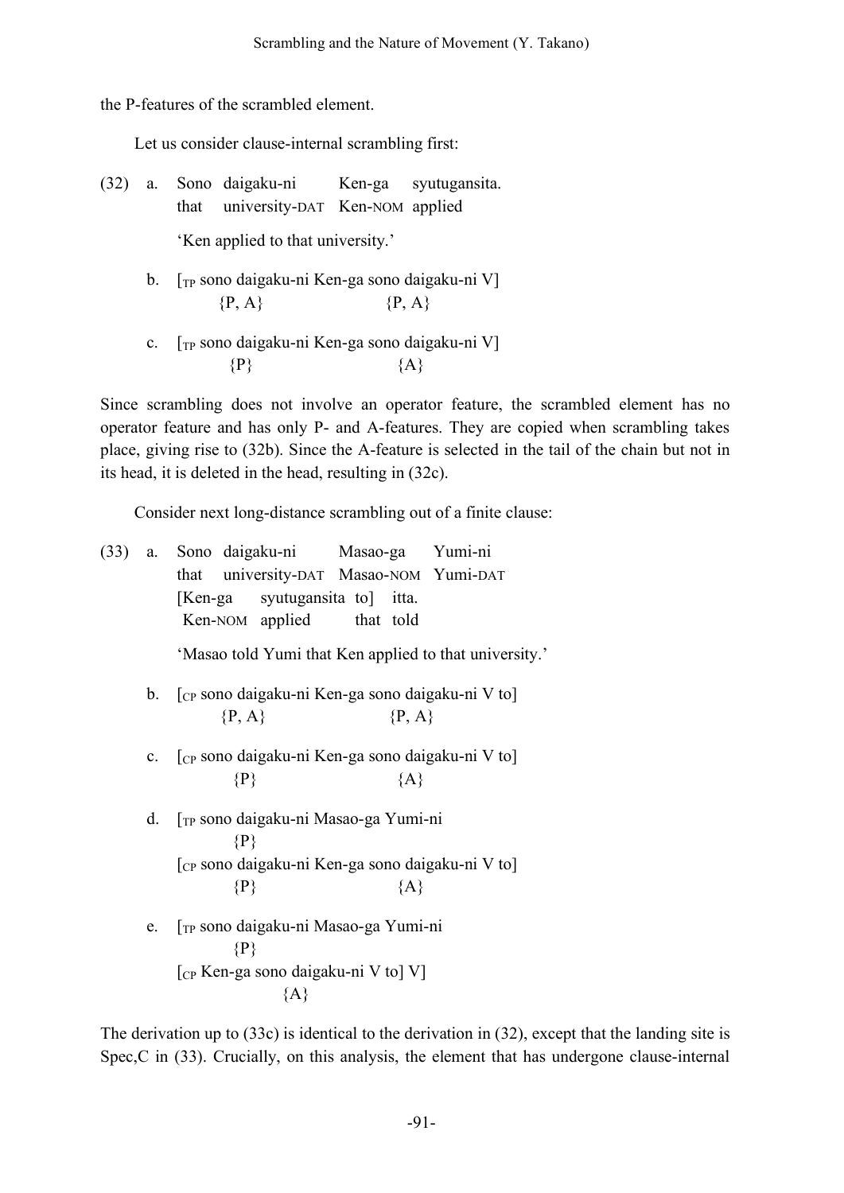the P-features of the scrambled element.

Let us consider clause-internal scrambling first:

(32) a. Sono daigaku-ni Ken-ga syutugansita.
 that university-DAT Ken-NOM applied
 'Ken applied to that university.'

 b. [$_{TP}$ sono daigaku-ni Ken-ga sono daigaku-ni V]
 {P, A} {P, A}

 c. [$_{TP}$ sono daigaku-ni Ken-ga sono daigaku-ni V]
 {P} {A}

Since scrambling does not involve an operator feature, the scrambled element has no operator feature and has only P- and A-features. They are copied when scrambling takes place, giving rise to (32b). Since the A-feature is selected in the tail of the chain but not in its head, it is deleted in the head, resulting in (32c).

Consider next long-distance scrambling out of a finite clause:

(33) a. Sono daigaku-ni Masao-ga Yumi-ni
 that university-DAT Masao-NOM Yumi-DAT
 [Ken-ga syutugansita to] itta.
 Ken-NOM applied that told
 'Masao told Yumi that Ken applied to that university.'

 b. [$_{CP}$ sono daigaku-ni Ken-ga sono daigaku-ni V to]
 {P, A} {P, A}

 c. [$_{CP}$ sono daigaku-ni Ken-ga sono daigaku-ni V to]
 {P} {A}

 d. [$_{TP}$ sono daigaku-ni Masao-ga Yumi-ni
 {P}
 [$_{CP}$ sono daigaku-ni Ken-ga sono daigaku-ni V to]
 {P} {A}

 e. [$_{TP}$ sono daigaku-ni Masao-ga Yumi-ni
 {P}
 [$_{CP}$ Ken-ga sono daigaku-ni V to] V]
 {A}

The derivation up to (33c) is identical to the derivation in (32), except that the landing site is Spec,C in (33). Crucially, on this analysis, the element that has undergone clause-internal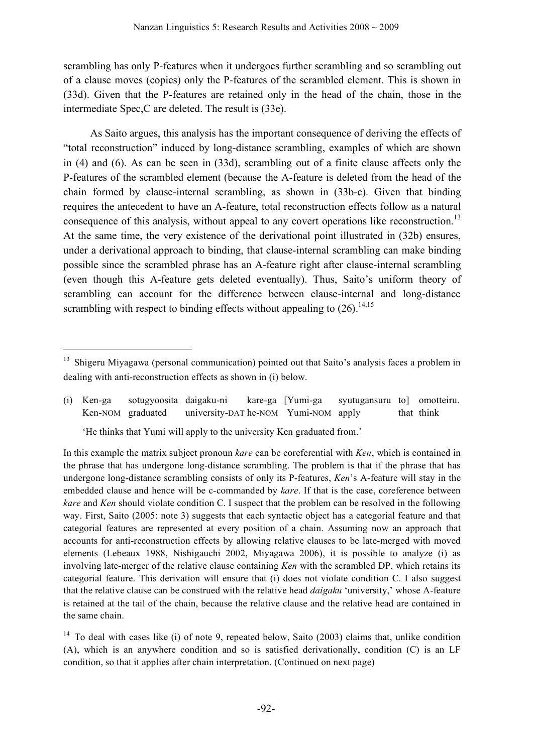scrambling has only P-features when it undergoes further scrambling and so scrambling out of a clause moves (copies) only the P-features of the scrambled element. This is shown in (33d). Given that the P-features are retained only in the head of the chain, those in the intermediate Spec,C are deleted. The result is (33e).

As Saito argues, this analysis has the important consequence of deriving the effects of "total reconstruction" induced by long-distance scrambling, examples of which are shown in (4) and (6). As can be seen in (33d), scrambling out of a finite clause affects only the P-features of the scrambled element (because the A-feature is deleted from the head of the chain formed by clause-internal scrambling, as shown in (33b-c). Given that binding requires the antecedent to have an A-feature, total reconstruction effects follow as a natural consequence of this analysis, without appeal to any covert operations like reconstruction.[13] At the same time, the very existence of the derivational point illustrated in (32b) ensures, under a derivational approach to binding, that clause-internal scrambling can make binding possible since the scrambled phrase has an A-feature right after clause-internal scrambling (even though this A-feature gets deleted eventually). Thus, Saito's uniform theory of scrambling can account for the difference between clause-internal and long-distance scrambling with respect to binding effects without appealing to (26).[14,15]

---

[13] Shigeru Miyagawa (personal communication) pointed out that Saito's analysis faces a problem in dealing with anti-reconstruction effects as shown in (i) below.

(i) Ken-ga sotugyoosita daigaku-ni kare-ga [Yumi-ga syutugansuru to] omotteiru.
Ken-NOM graduated university-DAT he-NOM Yumi-NOM apply that think

'He thinks that Yumi will apply to the university Ken graduated from.'

In this example the matrix subject pronoun *kare* can be coreferential with *Ken*, which is contained in the phrase that has undergone long-distance scrambling. The problem is that if the phrase that has undergone long-distance scrambling consists of only its P-features, *Ken*'s A-feature will stay in the embedded clause and hence will be c-commanded by *kare*. If that is the case, coreference between *kare* and *Ken* should violate condition C. I suspect that the problem can be resolved in the following way. First, Saito (2005: note 3) suggests that each syntactic object has a categorial feature and that categorial features are represented at every position of a chain. Assuming now an approach that accounts for anti-reconstruction effects by allowing relative clauses to be late-merged with moved elements (Lebeaux 1988, Nishigauchi 2002, Miyagawa 2006), it is possible to analyze (i) as involving late-merger of the relative clause containing *Ken* with the scrambled DP, which retains its categorial feature. This derivation will ensure that (i) does not violate condition C. I also suggest that the relative clause can be construed with the relative head *daigaku* 'university,' whose A-feature is retained at the tail of the chain, because the relative clause and the relative head are contained in the same chain.

[14] To deal with cases like (i) of note 9, repeated below, Saito (2003) claims that, unlike condition (A), which is an anywhere condition and so is satisfied derivationally, condition (C) is an LF condition, so that it applies after chain interpretation. (Continued on next page)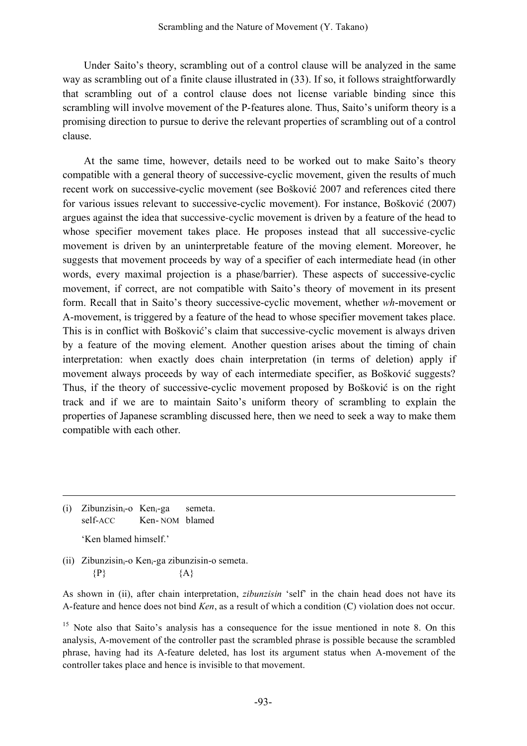Under Saito's theory, scrambling out of a control clause will be analyzed in the same way as scrambling out of a finite clause illustrated in (33). If so, it follows straightforwardly that scrambling out of a control clause does not license variable binding since this scrambling will involve movement of the P-features alone. Thus, Saito's uniform theory is a promising direction to pursue to derive the relevant properties of scrambling out of a control clause.

At the same time, however, details need to be worked out to make Saito's theory compatible with a general theory of successive-cyclic movement, given the results of much recent work on successive-cyclic movement (see Bošković 2007 and references cited there for various issues relevant to successive-cyclic movement). For instance, Bošković (2007) argues against the idea that successive-cyclic movement is driven by a feature of the head to whose specifier movement takes place. He proposes instead that all successive-cyclic movement is driven by an uninterpretable feature of the moving element. Moreover, he suggests that movement proceeds by way of a specifier of each intermediate head (in other words, every maximal projection is a phase/barrier). These aspects of successive-cyclic movement, if correct, are not compatible with Saito's theory of movement in its present form. Recall that in Saito's theory successive-cyclic movement, whether *wh*-movement or A-movement, is triggered by a feature of the head to whose specifier movement takes place. This is in conflict with Bošković's claim that successive-cyclic movement is always driven by a feature of the moving element. Another question arises about the timing of chain interpretation: when exactly does chain interpretation (in terms of deletion) apply if movement always proceeds by way of each intermediate specifier, as Bošković suggests? Thus, if the theory of successive-cyclic movement proposed by Bošković is on the right track and if we are to maintain Saito's uniform theory of scrambling to explain the properties of Japanese scrambling discussed here, then we need to seek a way to make them compatible with each other.

---

(i) Zibunzisin$_i$-o Ken$_i$-ga semeta.
    self-ACC Ken-NOM blamed

    'Ken blamed himself.'

(ii) Zibunzisin$_i$-o Ken$_i$-ga zibunzisin-o semeta.
    {P} {A}

As shown in (ii), after chain interpretation, *zibunzisin* 'self' in the chain head does not have its A-feature and hence does not bind *Ken*, as a result of which a condition (C) violation does not occur.

[15] Note also that Saito's analysis has a consequence for the issue mentioned in note 8. On this analysis, A-movement of the controller past the scrambled phrase is possible because the scrambled phrase, having had its A-feature deleted, has lost its argument status when A-movement of the controller takes place and hence is invisible to that movement.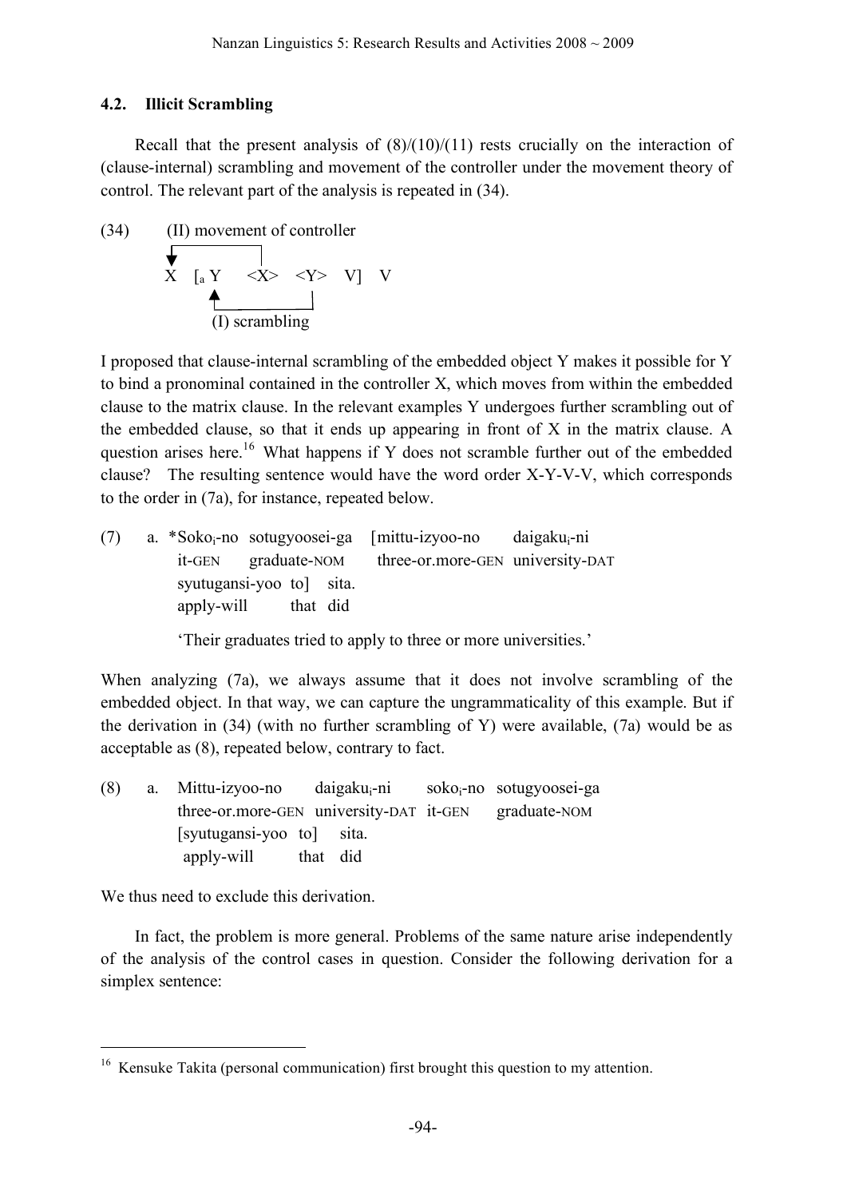### 4.2. Illicit Scrambling

Recall that the present analysis of (8)/(10)/(11) rests crucially on the interaction of (clause-internal) scrambling and movement of the controller under the movement theory of control. The relevant part of the analysis is repeated in (34).

```
(34)      (II) movement of controller
          ↓____________|
          X   [a Y    <X>   <Y>   V]   V
                ↑______________|
                (I) scrambling
```

I proposed that clause-internal scrambling of the embedded object Y makes it possible for Y to bind a pronominal contained in the controller X, which moves from within the embedded clause to the matrix clause. In the relevant examples Y undergoes further scrambling out of the embedded clause, so that it ends up appearing in front of X in the matrix clause. A question arises here.[16] What happens if Y does not scramble further out of the embedded clause? The resulting sentence would have the word order X-Y-V-V, which corresponds to the order in (7a), for instance, repeated below.

(7) a. *Soko$_i$-no sotugyoosei-ga [mittu-izyoo-no daigaku$_i$-ni syutugansi-yoo to] sita.
it-GEN graduate-NOM three-or.more-GEN university-DAT apply-will that did
'Their graduates tried to apply to three or more universities.'

When analyzing (7a), we always assume that it does not involve scrambling of the embedded object. In that way, we can capture the ungrammaticality of this example. But if the derivation in (34) (with no further scrambling of Y) were available, (7a) would be as acceptable as (8), repeated below, contrary to fact.

(8) a. Mittu-izyoo-no daigaku$_i$-ni soko$_i$-no sotugyoosei-ga [syutugansi-yoo to] sita.
three-or.more-GEN university-DAT it-GEN graduate-NOM apply-will that did

We thus need to exclude this derivation.

In fact, the problem is more general. Problems of the same nature arise independently of the analysis of the control cases in question. Consider the following derivation for a simplex sentence:

---

[16] Kensuke Takita (personal communication) first brought this question to my attention.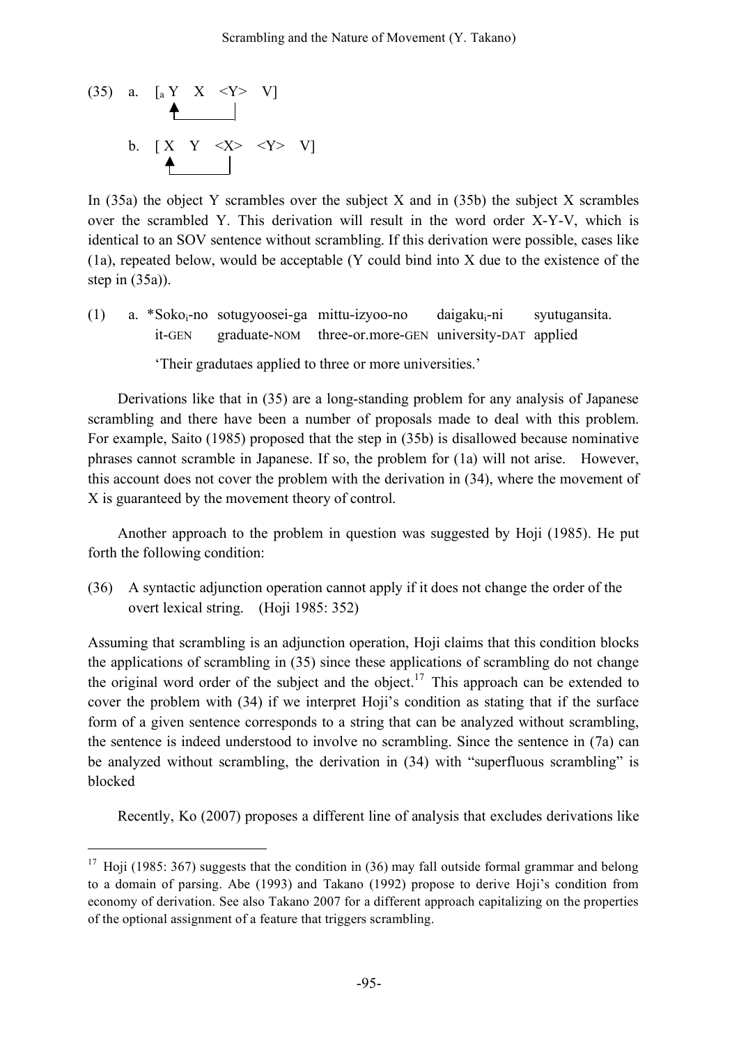(35) a. [$_a$ Y X <Y> V]

b. [ X Y <X> <Y> V]

In (35a) the object Y scrambles over the subject X and in (35b) the subject X scrambles over the scrambled Y. This derivation will result in the word order X-Y-V, which is identical to an SOV sentence without scrambling. If this derivation were possible, cases like (1a), repeated below, would be acceptable (Y could bind into X due to the existence of the step in (35a)).

(1) a. *Soko$_i$-no sotugyoosei-ga mittu-izyoo-no daigaku$_i$-ni syutugansita.
it-GEN graduate-NOM three-or.more-GEN university-DAT applied

'Their gradutaes applied to three or more universities.'

Derivations like that in (35) are a long-standing problem for any analysis of Japanese scrambling and there have been a number of proposals made to deal with this problem. For example, Saito (1985) proposed that the step in (35b) is disallowed because nominative phrases cannot scramble in Japanese. If so, the problem for (1a) will not arise. However, this account does not cover the problem with the derivation in (34), where the movement of X is guaranteed by the movement theory of control.

Another approach to the problem in question was suggested by Hoji (1985). He put forth the following condition:

(36) A syntactic adjunction operation cannot apply if it does not change the order of the overt lexical string. (Hoji 1985: 352)

Assuming that scrambling is an adjunction operation, Hoji claims that this condition blocks the applications of scrambling in (35) since these applications of scrambling do not change the original word order of the subject and the object.[17] This approach can be extended to cover the problem with (34) if we interpret Hoji's condition as stating that if the surface form of a given sentence corresponds to a string that can be analyzed without scrambling, the sentence is indeed understood to involve no scrambling. Since the sentence in (7a) can be analyzed without scrambling, the derivation in (34) with "superfluous scrambling" is blocked

Recently, Ko (2007) proposes a different line of analysis that excludes derivations like

[17] Hoji (1985: 367) suggests that the condition in (36) may fall outside formal grammar and belong to a domain of parsing. Abe (1993) and Takano (1992) propose to derive Hoji's condition from economy of derivation. See also Takano 2007 for a different approach capitalizing on the properties of the optional assignment of a feature that triggers scrambling.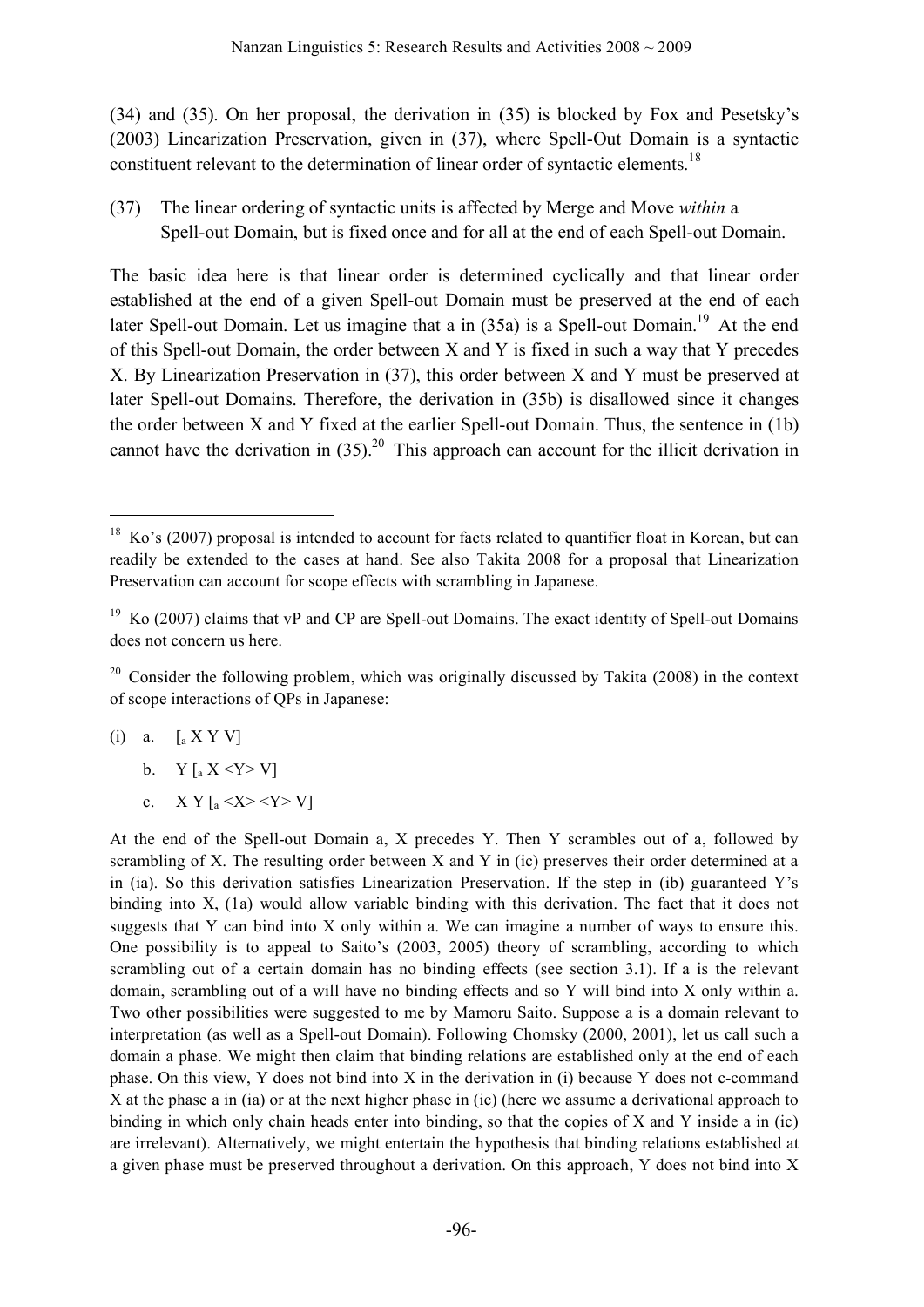(34) and (35). On her proposal, the derivation in (35) is blocked by Fox and Pesetsky's (2003) Linearization Preservation, given in (37), where Spell-Out Domain is a syntactic constituent relevant to the determination of linear order of syntactic elements.[18]

(37) The linear ordering of syntactic units is affected by Merge and Move *within* a Spell-out Domain, but is fixed once and for all at the end of each Spell-out Domain.

The basic idea here is that linear order is determined cyclically and that linear order established at the end of a given Spell-out Domain must be preserved at the end of each later Spell-out Domain. Let us imagine that a in (35a) is a Spell-out Domain.[19] At the end of this Spell-out Domain, the order between X and Y is fixed in such a way that Y precedes X. By Linearization Preservation in (37), this order between X and Y must be preserved at later Spell-out Domains. Therefore, the derivation in (35b) is disallowed since it changes the order between X and Y fixed at the earlier Spell-out Domain. Thus, the sentence in (1b) cannot have the derivation in (35).[20] This approach can account for the illicit derivation in

---

[18] Ko's (2007) proposal is intended to account for facts related to quantifier float in Korean, but can readily be extended to the cases at hand. See also Takita 2008 for a proposal that Linearization Preservation can account for scope effects with scrambling in Japanese.

[19] Ko (2007) claims that vP and CP are Spell-out Domains. The exact identity of Spell-out Domains does not concern us here.

[20] Consider the following problem, which was originally discussed by Takita (2008) in the context of scope interactions of QPs in Japanese:

(i) a. $[_a$ X Y V]

b. Y $[_a$ X <Y> V]

c. X Y $[_a$ <X> <Y> V]

At the end of the Spell-out Domain a, X precedes Y. Then Y scrambles out of a, followed by scrambling of X. The resulting order between X and Y in (ic) preserves their order determined at a in (ia). So this derivation satisfies Linearization Preservation. If the step in (ib) guaranteed Y's binding into X, (1a) would allow variable binding with this derivation. The fact that it does not suggests that Y can bind into X only within a. We can imagine a number of ways to ensure this. One possibility is to appeal to Saito's (2003, 2005) theory of scrambling, according to which scrambling out of a certain domain has no binding effects (see section 3.1). If a is the relevant domain, scrambling out of a will have no binding effects and so Y will bind into X only within a. Two other possibilities were suggested to me by Mamoru Saito. Suppose a is a domain relevant to interpretation (as well as a Spell-out Domain). Following Chomsky (2000, 2001), let us call such a domain a phase. We might then claim that binding relations are established only at the end of each phase. On this view, Y does not bind into X in the derivation in (i) because Y does not c-command X at the phase a in (ia) or at the next higher phase in (ic) (here we assume a derivational approach to binding in which only chain heads enter into binding, so that the copies of X and Y inside a in (ic) are irrelevant). Alternatively, we might entertain the hypothesis that binding relations established at a given phase must be preserved throughout a derivation. On this approach, Y does not bind into X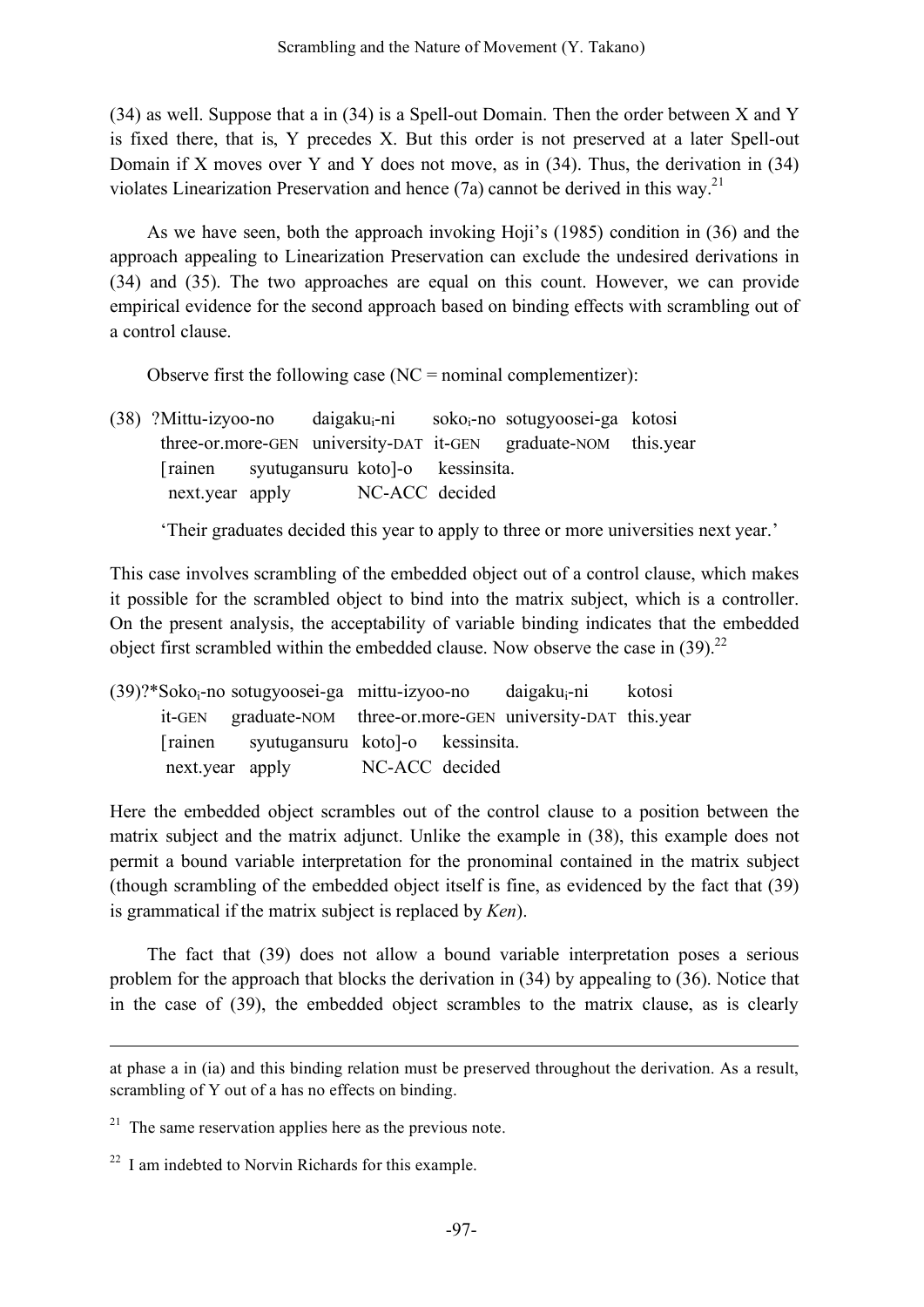(34) as well. Suppose that a in (34) is a Spell-out Domain. Then the order between X and Y is fixed there, that is, Y precedes X. But this order is not preserved at a later Spell-out Domain if X moves over Y and Y does not move, as in (34). Thus, the derivation in (34) violates Linearization Preservation and hence (7a) cannot be derived in this way.[21]

As we have seen, both the approach invoking Hoji's (1985) condition in (36) and the approach appealing to Linearization Preservation can exclude the undesired derivations in (34) and (35). The two approaches are equal on this count. However, we can provide empirical evidence for the second approach based on binding effects with scrambling out of a control clause.

Observe first the following case (NC = nominal complementizer):

(38) ?Mittu-izyoo-no daigaku$_i$-ni soko$_i$-no sotugyoosei-ga kotosi
three-or.more-GEN university-DAT it-GEN graduate-NOM this.year
[rainen syutugansuru koto]-o kessinsita.
next.year apply NC-ACC decided

'Their graduates decided this year to apply to three or more universities next year.'

This case involves scrambling of the embedded object out of a control clause, which makes it possible for the scrambled object to bind into the matrix subject, which is a controller. On the present analysis, the acceptability of variable binding indicates that the embedded object first scrambled within the embedded clause. Now observe the case in (39).[22]

(39) ?*Soko$_i$-no sotugyoosei-ga mittu-izyoo-no daigaku$_i$-ni kotosi
it-GEN graduate-NOM three-or.more-GEN university-DAT this.year
[rainen syutugansuru koto]-o kessinsita.
next.year apply NC-ACC decided

Here the embedded object scrambles out of the control clause to a position between the matrix subject and the matrix adjunct. Unlike the example in (38), this example does not permit a bound variable interpretation for the pronominal contained in the matrix subject (though scrambling of the embedded object itself is fine, as evidenced by the fact that (39) is grammatical if the matrix subject is replaced by *Ken*).

The fact that (39) does not allow a bound variable interpretation poses a serious problem for the approach that blocks the derivation in (34) by appealing to (36). Notice that in the case of (39), the embedded object scrambles to the matrix clause, as is clearly

---

at phase a in (ia) and this binding relation must be preserved throughout the derivation. As a result, scrambling of Y out of a has no effects on binding.

[21] The same reservation applies here as the previous note.

[22] I am indebted to Norvin Richards for this example.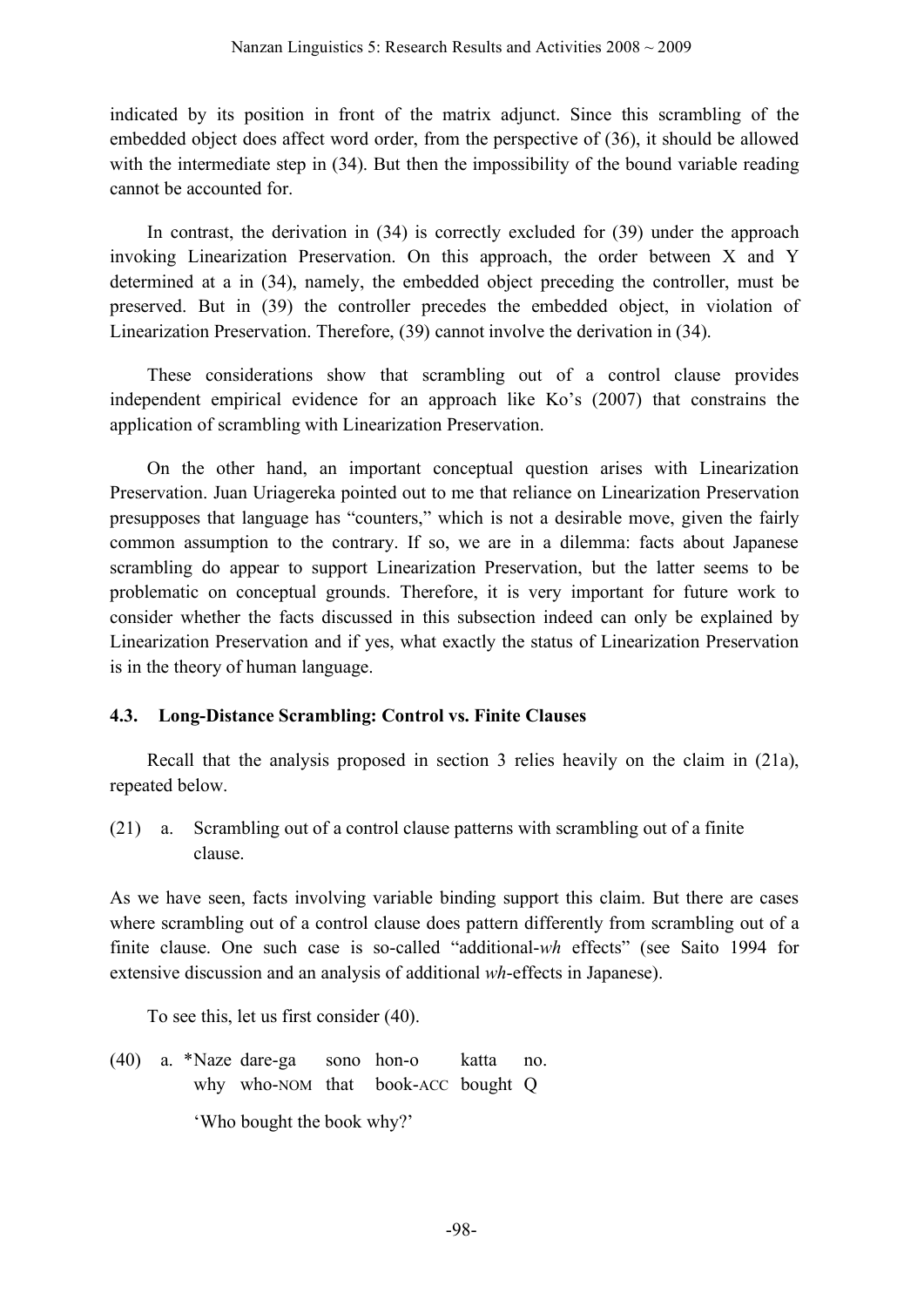indicated by its position in front of the matrix adjunct. Since this scrambling of the embedded object does affect word order, from the perspective of (36), it should be allowed with the intermediate step in (34). But then the impossibility of the bound variable reading cannot be accounted for.

In contrast, the derivation in (34) is correctly excluded for (39) under the approach invoking Linearization Preservation. On this approach, the order between X and Y determined at a in (34), namely, the embedded object preceding the controller, must be preserved. But in (39) the controller precedes the embedded object, in violation of Linearization Preservation. Therefore, (39) cannot involve the derivation in (34).

These considerations show that scrambling out of a control clause provides independent empirical evidence for an approach like Ko's (2007) that constrains the application of scrambling with Linearization Preservation.

On the other hand, an important conceptual question arises with Linearization Preservation. Juan Uriagereka pointed out to me that reliance on Linearization Preservation presupposes that language has "counters," which is not a desirable move, given the fairly common assumption to the contrary. If so, we are in a dilemma: facts about Japanese scrambling do appear to support Linearization Preservation, but the latter seems to be problematic on conceptual grounds. Therefore, it is very important for future work to consider whether the facts discussed in this subsection indeed can only be explained by Linearization Preservation and if yes, what exactly the status of Linearization Preservation is in the theory of human language.

### 4.3. Long-Distance Scrambling: Control vs. Finite Clauses

Recall that the analysis proposed in section 3 relies heavily on the claim in (21a), repeated below.

(21) a. Scrambling out of a control clause patterns with scrambling out of a finite clause.

As we have seen, facts involving variable binding support this claim. But there are cases where scrambling out of a control clause does pattern differently from scrambling out of a finite clause. One such case is so-called "additional-*wh* effects" (see Saito 1994 for extensive discussion and an analysis of additional *wh*-effects in Japanese).

To see this, let us first consider (40).

(40) a. \*Naze dare-ga sono hon-o katta no.
why who-NOM that book-ACC bought Q

'Who bought the book why?'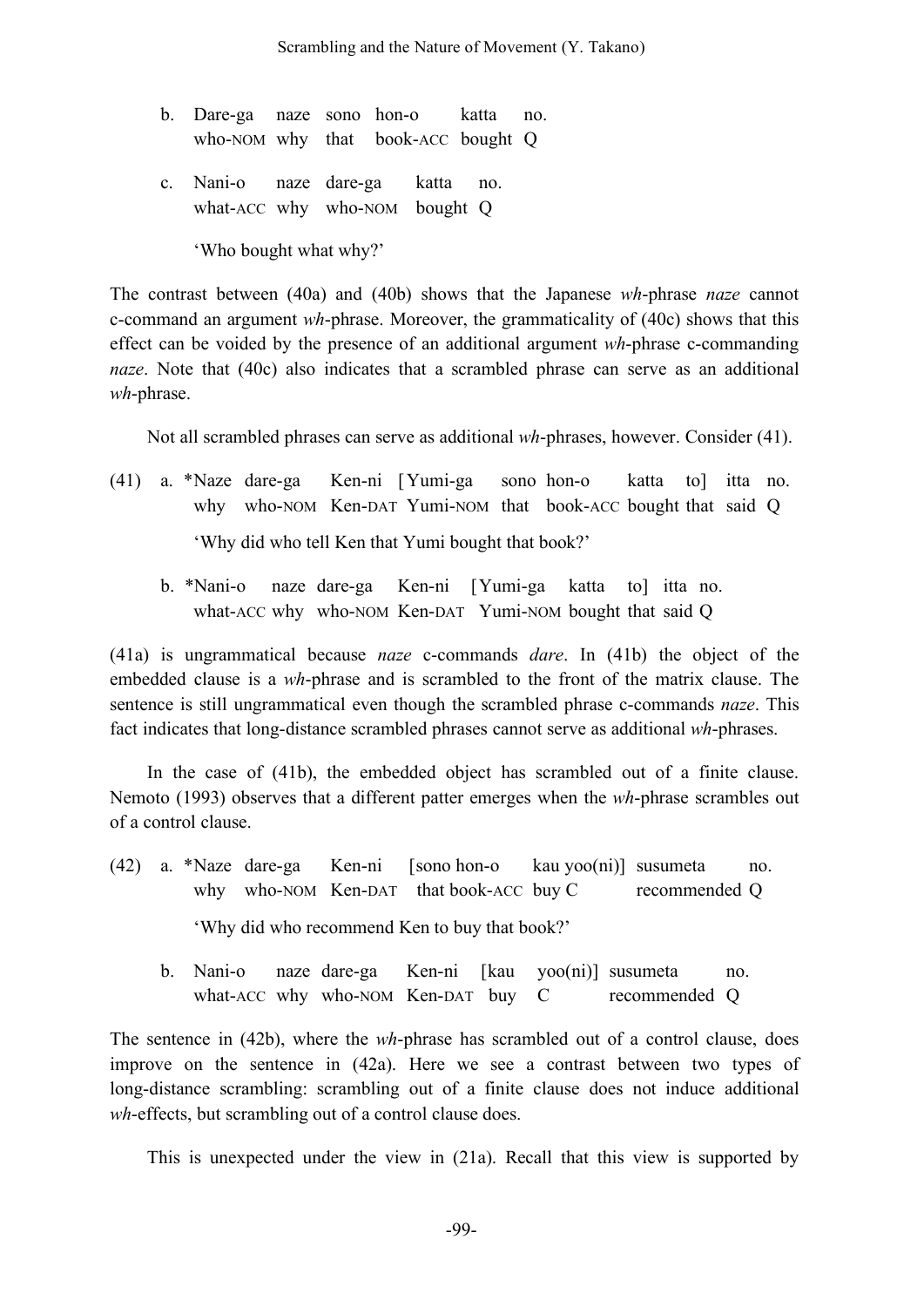b. Dare-ga naze sono hon-o katta no.
   who-NOM why that book-ACC bought Q

c. Nani-o naze dare-ga katta no.
   what-ACC why who-NOM bought Q

   'Who bought what why?'

The contrast between (40a) and (40b) shows that the Japanese *wh*-phrase *naze* cannot c-command an argument *wh*-phrase. Moreover, the grammaticality of (40c) shows that this effect can be voided by the presence of an additional argument *wh*-phrase c-commanding *naze*. Note that (40c) also indicates that a scrambled phrase can serve as an additional *wh*-phrase.

Not all scrambled phrases can serve as additional *wh*-phrases, however. Consider (41).

(41) a. *Naze dare-ga Ken-ni [Yumi-ga sono hon-o katta to] itta no.
   why who-NOM Ken-DAT Yumi-NOM that book-ACC bought that said Q

   'Why did who tell Ken that Yumi bought that book?'

b. *Nani-o naze dare-ga Ken-ni [Yumi-ga katta to] itta no.
   what-ACC why who-NOM Ken-DAT Yumi-NOM bought that said Q

(41a) is ungrammatical because *naze* c-commands *dare*. In (41b) the object of the embedded clause is a *wh*-phrase and is scrambled to the front of the matrix clause. The sentence is still ungrammatical even though the scrambled phrase c-commands *naze*. This fact indicates that long-distance scrambled phrases cannot serve as additional *wh*-phrases.

In the case of (41b), the embedded object has scrambled out of a finite clause. Nemoto (1993) observes that a different patter emerges when the *wh*-phrase scrambles out of a control clause.

(42) a. *Naze dare-ga Ken-ni [sono hon-o kau yoo(ni)] susumeta no.
   why who-NOM Ken-DAT that book-ACC buy C recommended Q

   'Why did who recommend Ken to buy that book?'

b. Nani-o naze dare-ga Ken-ni [kau yoo(ni)] susumeta no.
   what-ACC why who-NOM Ken-DAT buy C recommended Q

The sentence in (42b), where the *wh*-phrase has scrambled out of a control clause, does improve on the sentence in (42a). Here we see a contrast between two types of long-distance scrambling: scrambling out of a finite clause does not induce additional *wh*-effects, but scrambling out of a control clause does.

This is unexpected under the view in (21a). Recall that this view is supported by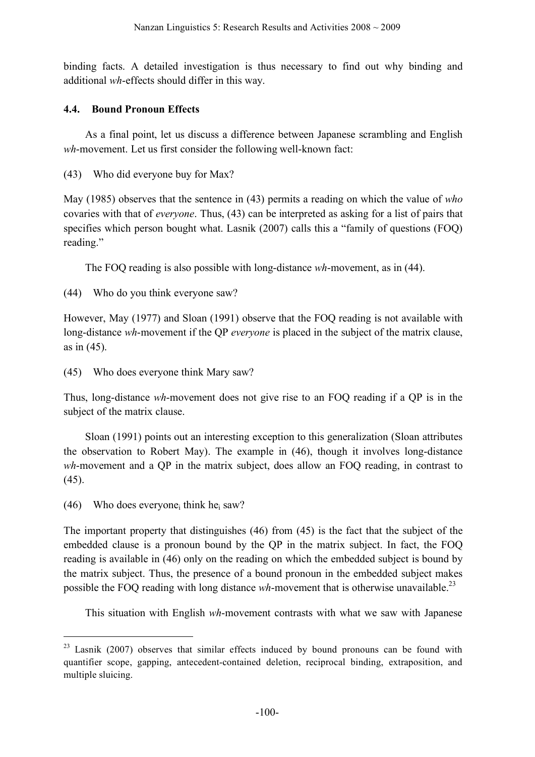binding facts. A detailed investigation is thus necessary to find out why binding and additional *wh*-effects should differ in this way.

### 4.4. Bound Pronoun Effects

As a final point, let us discuss a difference between Japanese scrambling and English *wh*-movement. Let us first consider the following well-known fact:

(43) Who did everyone buy for Max?

May (1985) observes that the sentence in (43) permits a reading on which the value of *who* covaries with that of *everyone*. Thus, (43) can be interpreted as asking for a list of pairs that specifies which person bought what. Lasnik (2007) calls this a "family of questions (FOQ) reading."

The FOQ reading is also possible with long-distance *wh*-movement, as in (44).

(44) Who do you think everyone saw?

However, May (1977) and Sloan (1991) observe that the FOQ reading is not available with long-distance *wh*-movement if the QP *everyone* is placed in the subject of the matrix clause, as in (45).

(45) Who does everyone think Mary saw?

Thus, long-distance *wh*-movement does not give rise to an FOQ reading if a QP is in the subject of the matrix clause.

Sloan (1991) points out an interesting exception to this generalization (Sloan attributes the observation to Robert May). The example in (46), though it involves long-distance *wh*-movement and a QP in the matrix subject, does allow an FOQ reading, in contrast to (45).

(46) Who does everyone$_i$ think he$_i$ saw?

The important property that distinguishes (46) from (45) is the fact that the subject of the embedded clause is a pronoun bound by the QP in the matrix subject. In fact, the FOQ reading is available in (46) only on the reading on which the embedded subject is bound by the matrix subject. Thus, the presence of a bound pronoun in the embedded subject makes possible the FOQ reading with long distance *wh*-movement that is otherwise unavailable.[23]

This situation with English *wh*-movement contrasts with what we saw with Japanese

[23] Lasnik (2007) observes that similar effects induced by bound pronouns can be found with quantifier scope, gapping, antecedent-contained deletion, reciprocal binding, extraposition, and multiple sluicing.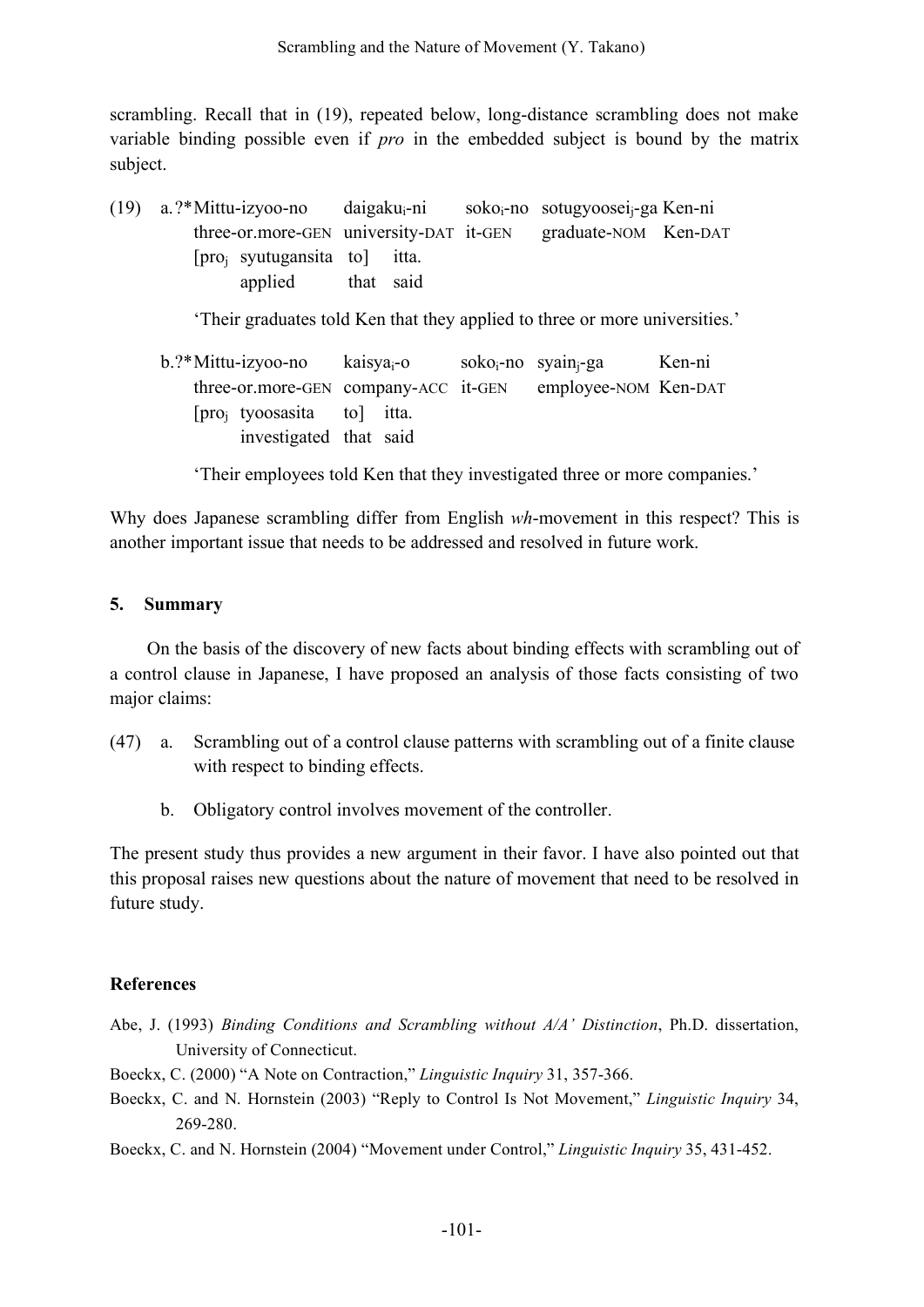scrambling. Recall that in (19), repeated below, long-distance scrambling does not make variable binding possible even if *pro* in the embedded subject is bound by the matrix subject.

(19) a. ?*Mittu-izyoo-no daigaku$_i$-ni soko$_i$-no sotugyoosei$_j$-ga Ken-ni
three-or.more-GEN university-DAT it-GEN graduate-NOM Ken-DAT
[pro$_j$ syutugansita to] itta.
applied that said

'Their graduates told Ken that they applied to three or more universities.'

b. ?*Mittu-izyoo-no kaisya$_i$-o soko$_i$-no syain$_j$-ga Ken-ni
three-or.more-GEN company-ACC it-GEN employee-NOM Ken-DAT
[pro$_j$ tyoosasita to] itta.
investigated that said

'Their employees told Ken that they investigated three or more companies.'

Why does Japanese scrambling differ from English *wh*-movement in this respect? This is another important issue that needs to be addressed and resolved in future work.

## 5. Summary

On the basis of the discovery of new facts about binding effects with scrambling out of a control clause in Japanese, I have proposed an analysis of those facts consisting of two major claims:

(47) a. Scrambling out of a control clause patterns with scrambling out of a finite clause with respect to binding effects.

b. Obligatory control involves movement of the controller.

The present study thus provides a new argument in their favor. I have also pointed out that this proposal raises new questions about the nature of movement that need to be resolved in future study.

## References

Abe, J. (1993) *Binding Conditions and Scrambling without A/A' Distinction*, Ph.D. dissertation, University of Connecticut.

Boeckx, C. (2000) "A Note on Contraction," *Linguistic Inquiry* 31, 357-366.

Boeckx, C. and N. Hornstein (2003) "Reply to Control Is Not Movement," *Linguistic Inquiry* 34, 269-280.

Boeckx, C. and N. Hornstein (2004) "Movement under Control," *Linguistic Inquiry* 35, 431-452.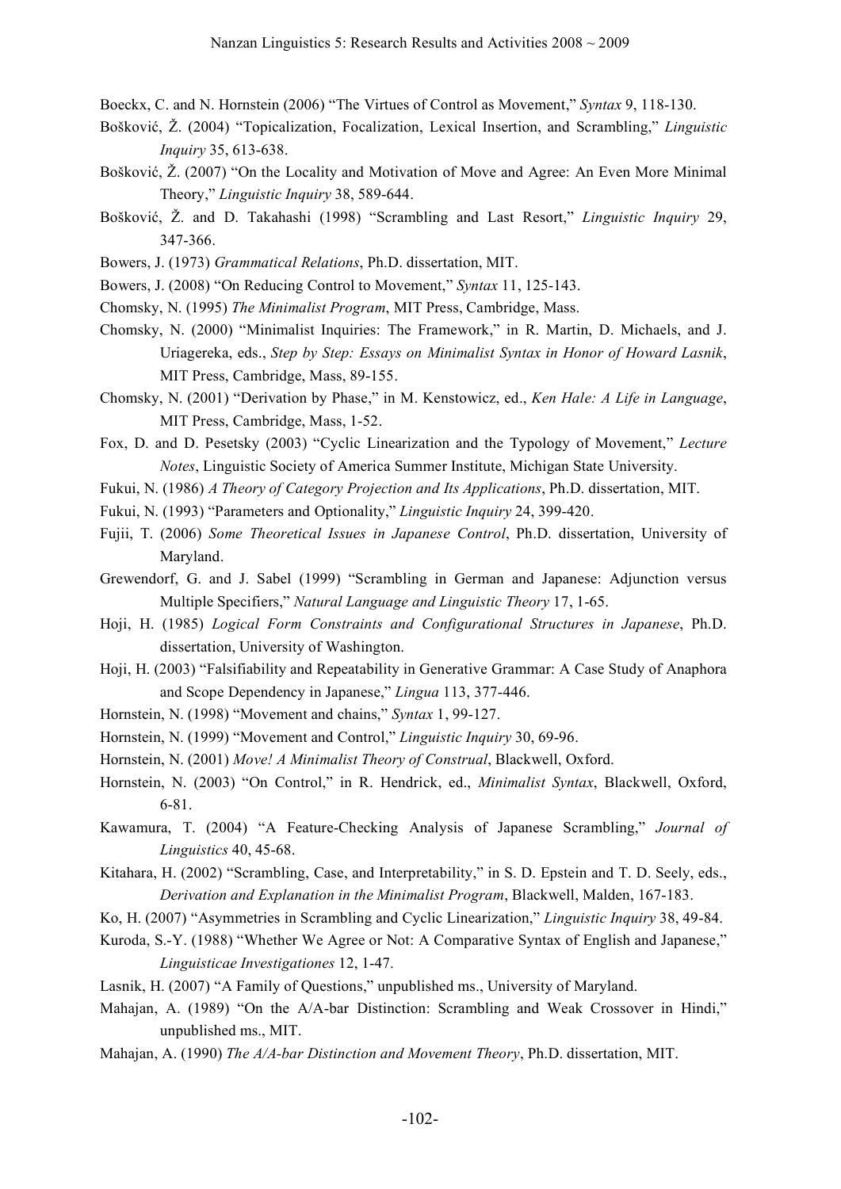Boeckx, C. and N. Hornstein (2006) "The Virtues of Control as Movement," *Syntax* 9, 118-130.

Bošković, Ž. (2004) "Topicalization, Focalization, Lexical Insertion, and Scrambling," *Linguistic Inquiry* 35, 613-638.

Bošković, Ž. (2007) "On the Locality and Motivation of Move and Agree: An Even More Minimal Theory," *Linguistic Inquiry* 38, 589-644.

Bošković, Ž. and D. Takahashi (1998) "Scrambling and Last Resort," *Linguistic Inquiry* 29, 347-366.

Bowers, J. (1973) *Grammatical Relations*, Ph.D. dissertation, MIT.

Bowers, J. (2008) "On Reducing Control to Movement," *Syntax* 11, 125-143.

Chomsky, N. (1995) *The Minimalist Program*, MIT Press, Cambridge, Mass.

Chomsky, N. (2000) "Minimalist Inquiries: The Framework," in R. Martin, D. Michaels, and J. Uriagereka, eds., *Step by Step: Essays on Minimalist Syntax in Honor of Howard Lasnik*, MIT Press, Cambridge, Mass, 89-155.

Chomsky, N. (2001) "Derivation by Phase," in M. Kenstowicz, ed., *Ken Hale: A Life in Language*, MIT Press, Cambridge, Mass, 1-52.

Fox, D. and D. Pesetsky (2003) "Cyclic Linearization and the Typology of Movement," *Lecture Notes*, Linguistic Society of America Summer Institute, Michigan State University.

Fukui, N. (1986) *A Theory of Category Projection and Its Applications*, Ph.D. dissertation, MIT.

Fukui, N. (1993) "Parameters and Optionality," *Linguistic Inquiry* 24, 399-420.

Fujii, T. (2006) *Some Theoretical Issues in Japanese Control*, Ph.D. dissertation, University of Maryland.

Grewendorf, G. and J. Sabel (1999) "Scrambling in German and Japanese: Adjunction versus Multiple Specifiers," *Natural Language and Linguistic Theory* 17, 1-65.

Hoji, H. (1985) *Logical Form Constraints and Configurational Structures in Japanese*, Ph.D. dissertation, University of Washington.

Hoji, H. (2003) "Falsifiability and Repeatability in Generative Grammar: A Case Study of Anaphora and Scope Dependency in Japanese," *Lingua* 113, 377-446.

Hornstein, N. (1998) "Movement and chains," *Syntax* 1, 99-127.

Hornstein, N. (1999) "Movement and Control," *Linguistic Inquiry* 30, 69-96.

Hornstein, N. (2001) *Move! A Minimalist Theory of Construal*, Blackwell, Oxford.

Hornstein, N. (2003) "On Control," in R. Hendrick, ed., *Minimalist Syntax*, Blackwell, Oxford, 6-81.

Kawamura, T. (2004) "A Feature-Checking Analysis of Japanese Scrambling," *Journal of Linguistics* 40, 45-68.

Kitahara, H. (2002) "Scrambling, Case, and Interpretability," in S. D. Epstein and T. D. Seely, eds., *Derivation and Explanation in the Minimalist Program*, Blackwell, Malden, 167-183.

Ko, H. (2007) "Asymmetries in Scrambling and Cyclic Linearization," *Linguistic Inquiry* 38, 49-84.

Kuroda, S.-Y. (1988) "Whether We Agree or Not: A Comparative Syntax of English and Japanese," *Linguisticae Investigationes* 12, 1-47.

Lasnik, H. (2007) "A Family of Questions," unpublished ms., University of Maryland.

Mahajan, A. (1989) "On the A/A-bar Distinction: Scrambling and Weak Crossover in Hindi," unpublished ms., MIT.

Mahajan, A. (1990) *The A/A-bar Distinction and Movement Theory*, Ph.D. dissertation, MIT.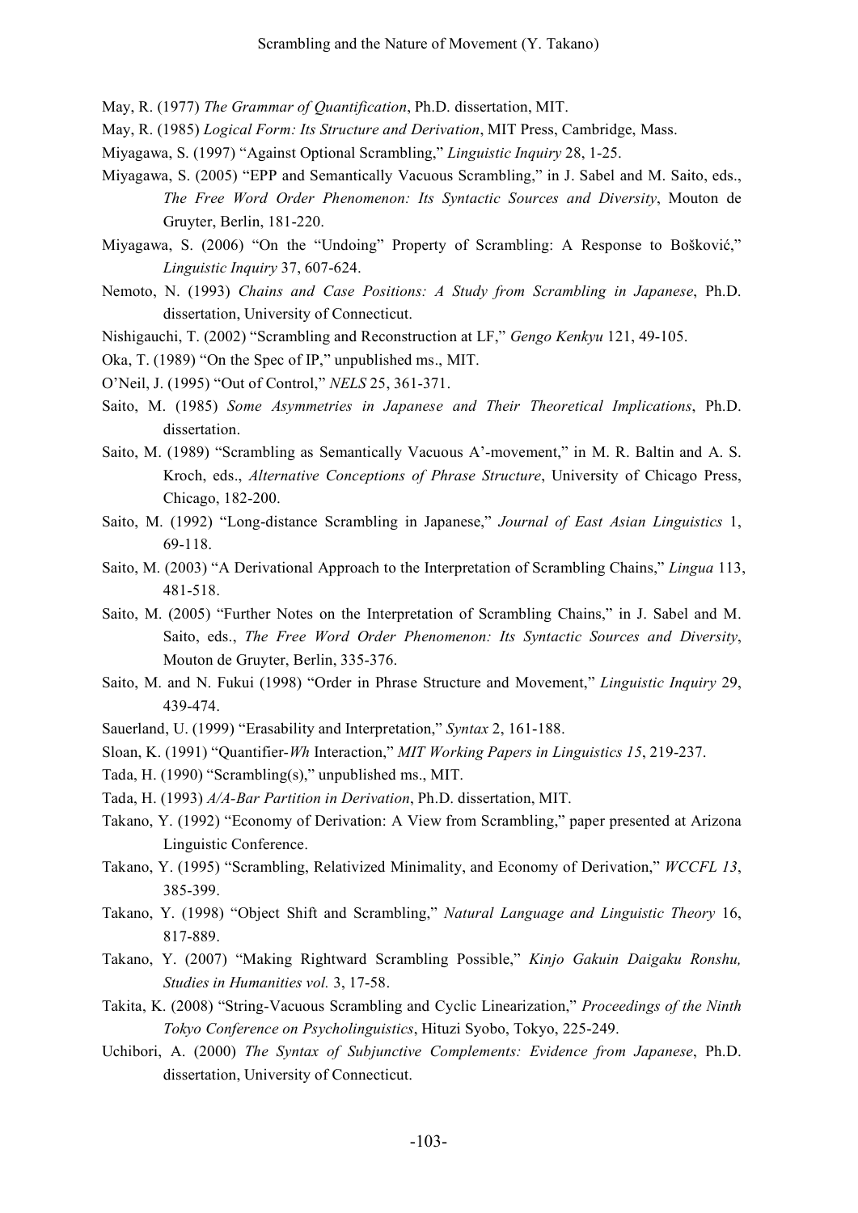May, R. (1977) *The Grammar of Quantification*, Ph.D. dissertation, MIT.

May, R. (1985) *Logical Form: Its Structure and Derivation*, MIT Press, Cambridge, Mass.

Miyagawa, S. (1997) "Against Optional Scrambling," *Linguistic Inquiry* 28, 1-25.

Miyagawa, S. (2005) "EPP and Semantically Vacuous Scrambling," in J. Sabel and M. Saito, eds., *The Free Word Order Phenomenon: Its Syntactic Sources and Diversity*, Mouton de Gruyter, Berlin, 181-220.

Miyagawa, S. (2006) "On the "Undoing" Property of Scrambling: A Response to Bošković," *Linguistic Inquiry* 37, 607-624.

Nemoto, N. (1993) *Chains and Case Positions: A Study from Scrambling in Japanese*, Ph.D. dissertation, University of Connecticut.

Nishigauchi, T. (2002) "Scrambling and Reconstruction at LF," *Gengo Kenkyu* 121, 49-105.

Oka, T. (1989) "On the Spec of IP," unpublished ms., MIT.

O'Neil, J. (1995) "Out of Control," *NELS* 25, 361-371.

Saito, M. (1985) *Some Asymmetries in Japanese and Their Theoretical Implications*, Ph.D. dissertation.

Saito, M. (1989) "Scrambling as Semantically Vacuous A'-movement," in M. R. Baltin and A. S. Kroch, eds., *Alternative Conceptions of Phrase Structure*, University of Chicago Press, Chicago, 182-200.

Saito, M. (1992) "Long-distance Scrambling in Japanese," *Journal of East Asian Linguistics* 1, 69-118.

Saito, M. (2003) "A Derivational Approach to the Interpretation of Scrambling Chains," *Lingua* 113, 481-518.

Saito, M. (2005) "Further Notes on the Interpretation of Scrambling Chains," in J. Sabel and M. Saito, eds., *The Free Word Order Phenomenon: Its Syntactic Sources and Diversity*, Mouton de Gruyter, Berlin, 335-376.

Saito, M. and N. Fukui (1998) "Order in Phrase Structure and Movement," *Linguistic Inquiry* 29, 439-474.

Sauerland, U. (1999) "Erasability and Interpretation," *Syntax* 2, 161-188.

Sloan, K. (1991) "Quantifier-*Wh* Interaction," *MIT Working Papers in Linguistics 15*, 219-237.

Tada, H. (1990) "Scrambling(s)," unpublished ms., MIT.

Tada, H. (1993) *A/A-Bar Partition in Derivation*, Ph.D. dissertation, MIT.

Takano, Y. (1992) "Economy of Derivation: A View from Scrambling," paper presented at Arizona Linguistic Conference.

Takano, Y. (1995) "Scrambling, Relativized Minimality, and Economy of Derivation," *WCCFL 13*, 385-399.

Takano, Y. (1998) "Object Shift and Scrambling," *Natural Language and Linguistic Theory* 16, 817-889.

Takano, Y. (2007) "Making Rightward Scrambling Possible," *Kinjo Gakuin Daigaku Ronshu, Studies in Humanities vol.* 3, 17-58.

Takita, K. (2008) "String-Vacuous Scrambling and Cyclic Linearization," *Proceedings of the Ninth Tokyo Conference on Psycholinguistics*, Hituzi Syobo, Tokyo, 225-249.

Uchibori, A. (2000) *The Syntax of Subjunctive Complements: Evidence from Japanese*, Ph.D. dissertation, University of Connecticut.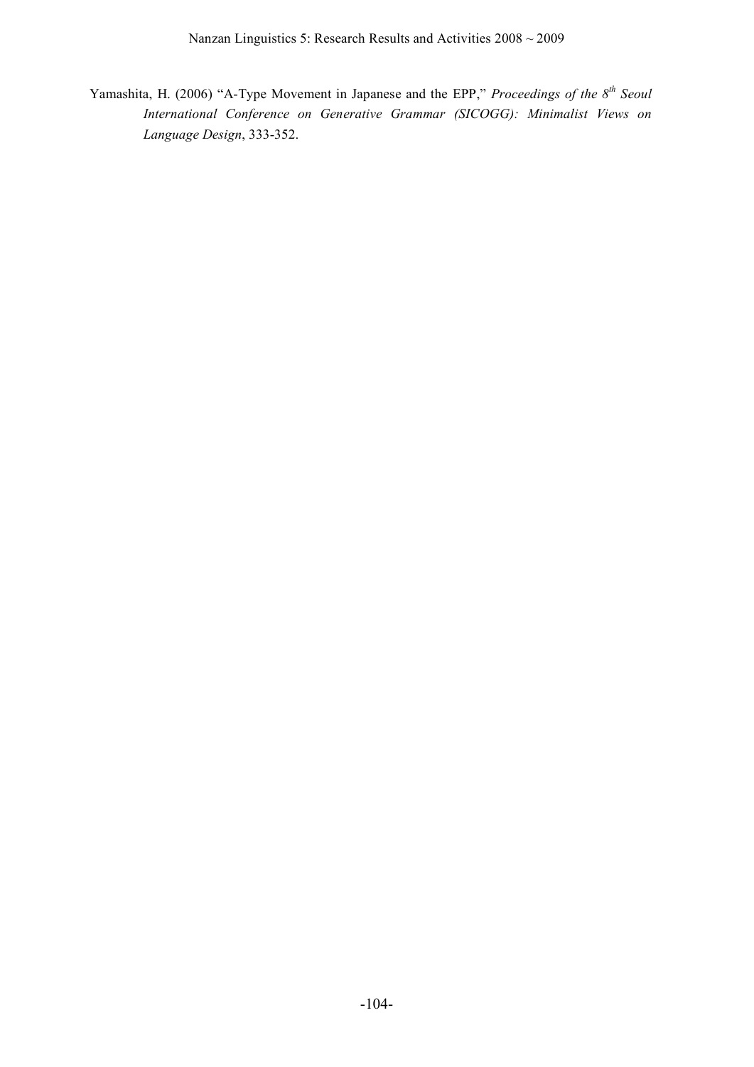Yamashita, H. (2006) "A-Type Movement in Japanese and the EPP," *Proceedings of the 8th Seoul International Conference on Generative Grammar (SICOGG): Minimalist Views on Language Design*, 333-352.